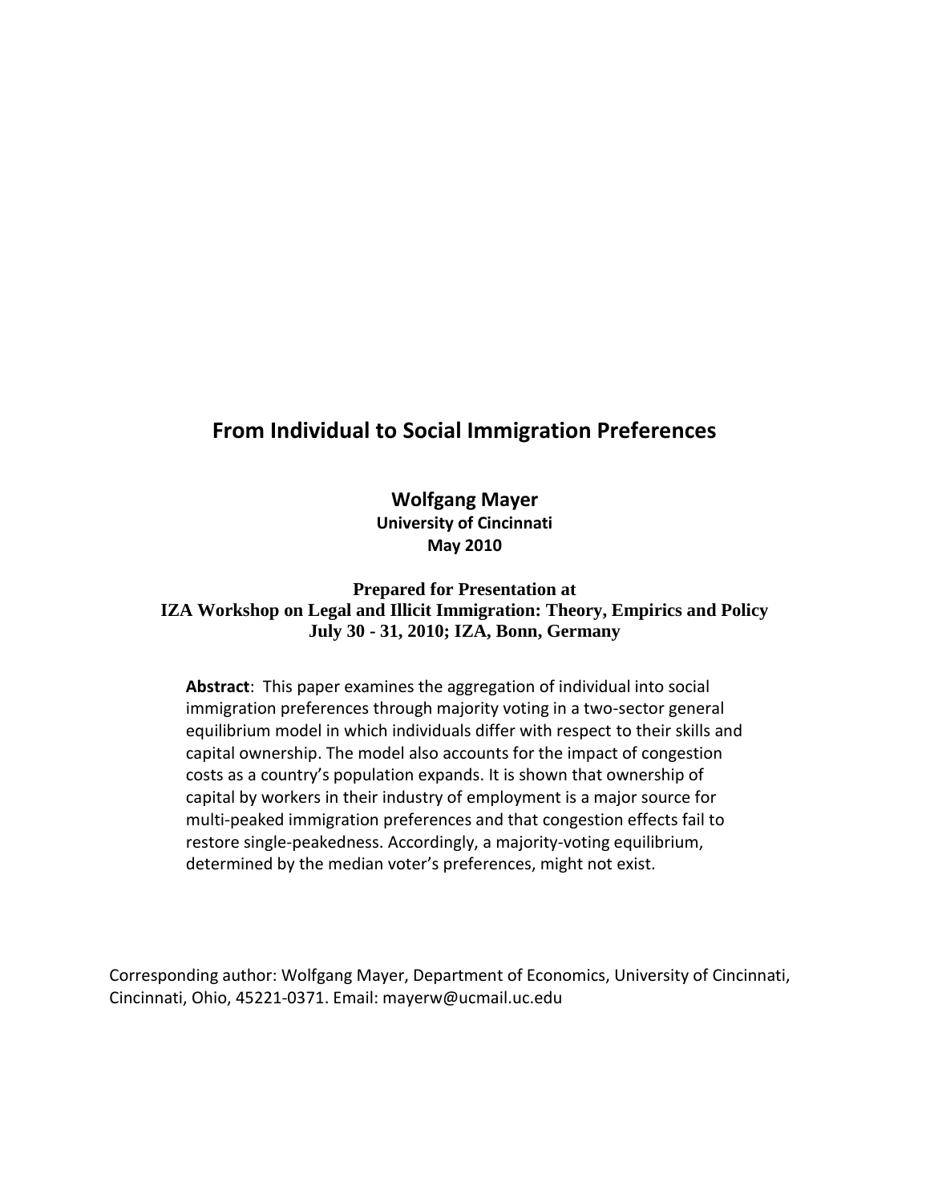# From Individual to Social Immigration Preferences

**Wolfgang Mayer**
**University of Cincinnati**
**May 2010**

**Prepared for Presentation at**
**IZA Workshop on Legal and Illicit Immigration: Theory, Empirics and Policy**
**July 30 - 31, 2010; IZA, Bonn, Germany**

**Abstract**: This paper examines the aggregation of individual into social immigration preferences through majority voting in a two-sector general equilibrium model in which individuals differ with respect to their skills and capital ownership. The model also accounts for the impact of congestion costs as a country's population expands. It is shown that ownership of capital by workers in their industry of employment is a major source for multi-peaked immigration preferences and that congestion effects fail to restore single-peakedness. Accordingly, a majority-voting equilibrium, determined by the median voter's preferences, might not exist.

Corresponding author: Wolfgang Mayer, Department of Economics, University of Cincinnati, Cincinnati, Ohio, 45221-0371. Email: mayerw@ucmail.uc.edu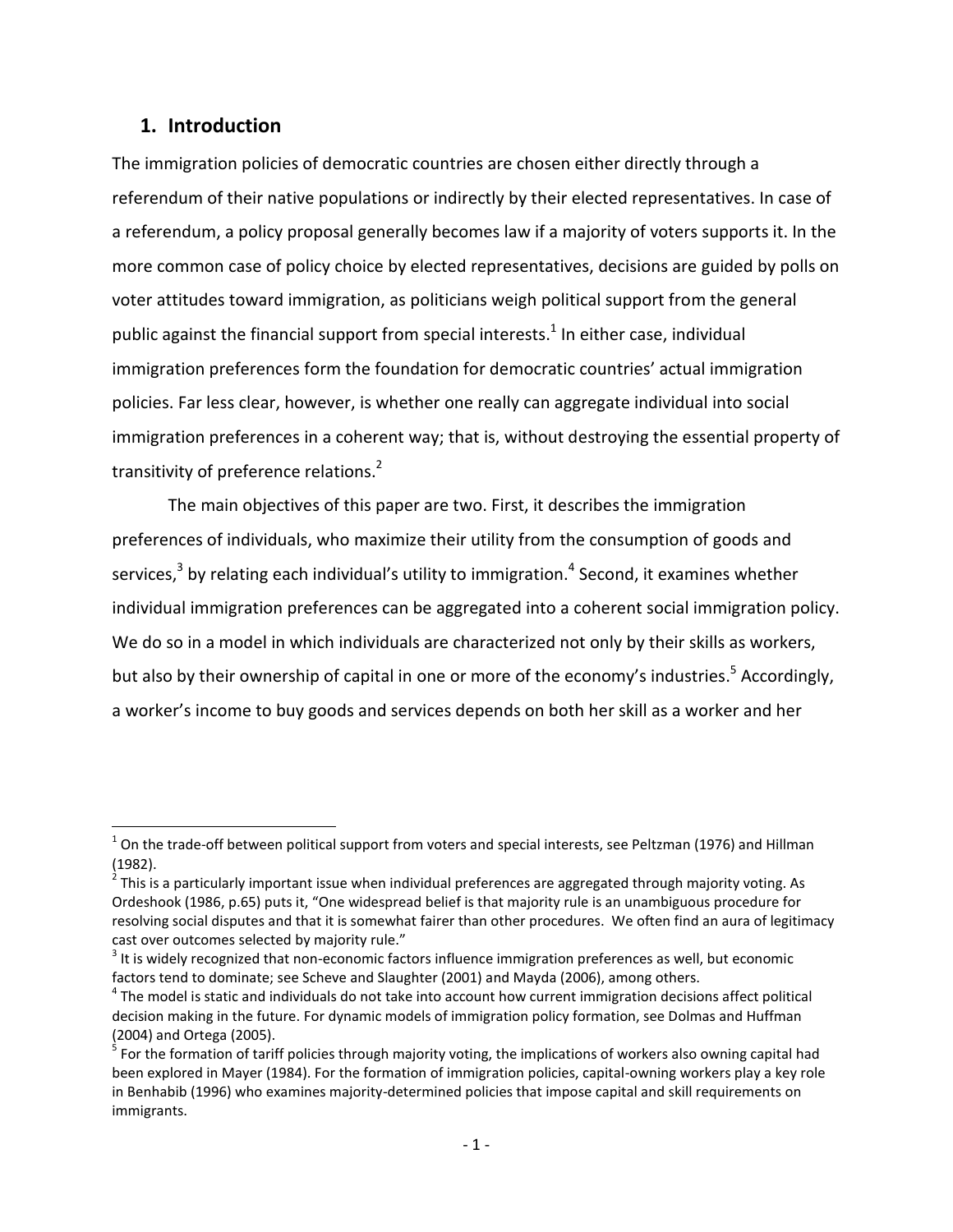## 1. Introduction

The immigration policies of democratic countries are chosen either directly through a referendum of their native populations or indirectly by their elected representatives. In case of a referendum, a policy proposal generally becomes law if a majority of voters supports it. In the more common case of policy choice by elected representatives, decisions are guided by polls on voter attitudes toward immigration, as politicians weigh political support from the general public against the financial support from special interests.[1] In either case, individual immigration preferences form the foundation for democratic countries' actual immigration policies. Far less clear, however, is whether one really can aggregate individual into social immigration preferences in a coherent way; that is, without destroying the essential property of transitivity of preference relations.[2]

The main objectives of this paper are two. First, it describes the immigration preferences of individuals, who maximize their utility from the consumption of goods and services,[3] by relating each individual's utility to immigration.[4] Second, it examines whether individual immigration preferences can be aggregated into a coherent social immigration policy. We do so in a model in which individuals are characterized not only by their skills as workers, but also by their ownership of capital in one or more of the economy's industries.[5] Accordingly, a worker's income to buy goods and services depends on both her skill as a worker and her

---

[1] On the trade-off between political support from voters and special interests, see Peltzman (1976) and Hillman (1982).

[2] This is a particularly important issue when individual preferences are aggregated through majority voting. As Ordeshook (1986, p.65) puts it, "One widespread belief is that majority rule is an unambiguous procedure for resolving social disputes and that it is somewhat fairer than other procedures. We often find an aura of legitimacy cast over outcomes selected by majority rule."

[3] It is widely recognized that non-economic factors influence immigration preferences as well, but economic factors tend to dominate; see Scheve and Slaughter (2001) and Mayda (2006), among others.

[4] The model is static and individuals do not take into account how current immigration decisions affect political decision making in the future. For dynamic models of immigration policy formation, see Dolmas and Huffman (2004) and Ortega (2005).

[5] For the formation of tariff policies through majority voting, the implications of workers also owning capital had been explored in Mayer (1984). For the formation of immigration policies, capital-owning workers play a key role in Benhabib (1996) who examines majority-determined policies that impose capital and skill requirements on immigrants.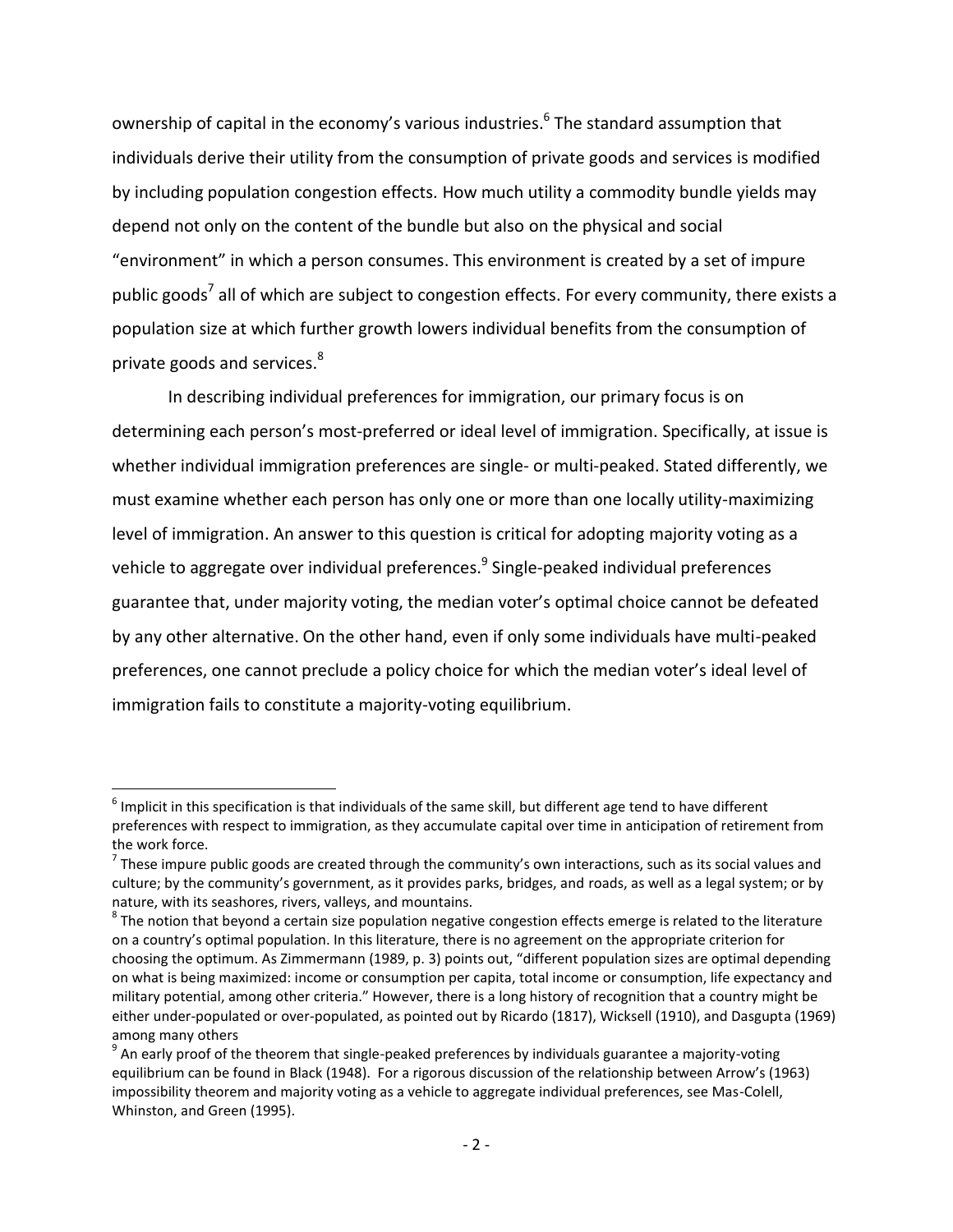ownership of capital in the economy's various industries.[6] The standard assumption that individuals derive their utility from the consumption of private goods and services is modified by including population congestion effects. How much utility a commodity bundle yields may depend not only on the content of the bundle but also on the physical and social "environment" in which a person consumes. This environment is created by a set of impure public goods[7] all of which are subject to congestion effects. For every community, there exists a population size at which further growth lowers individual benefits from the consumption of private goods and services.[8]

In describing individual preferences for immigration, our primary focus is on determining each person's most-preferred or ideal level of immigration. Specifically, at issue is whether individual immigration preferences are single- or multi-peaked. Stated differently, we must examine whether each person has only one or more than one locally utility-maximizing level of immigration. An answer to this question is critical for adopting majority voting as a vehicle to aggregate over individual preferences.[9] Single-peaked individual preferences guarantee that, under majority voting, the median voter's optimal choice cannot be defeated by any other alternative. On the other hand, even if only some individuals have multi-peaked preferences, one cannot preclude a policy choice for which the median voter's ideal level of immigration fails to constitute a majority-voting equilibrium.

---

[6] Implicit in this specification is that individuals of the same skill, but different age tend to have different preferences with respect to immigration, as they accumulate capital over time in anticipation of retirement from the work force.

[7] These impure public goods are created through the community's own interactions, such as its social values and culture; by the community's government, as it provides parks, bridges, and roads, as well as a legal system; or by nature, with its seashores, rivers, valleys, and mountains.

[8] The notion that beyond a certain size population negative congestion effects emerge is related to the literature on a country's optimal population. In this literature, there is no agreement on the appropriate criterion for choosing the optimum. As Zimmermann (1989, p. 3) points out, "different population sizes are optimal depending on what is being maximized: income or consumption per capita, total income or consumption, life expectancy and military potential, among other criteria." However, there is a long history of recognition that a country might be either under-populated or over-populated, as pointed out by Ricardo (1817), Wicksell (1910), and Dasgupta (1969) among many others

[9] An early proof of the theorem that single-peaked preferences by individuals guarantee a majority-voting equilibrium can be found in Black (1948). For a rigorous discussion of the relationship between Arrow's (1963) impossibility theorem and majority voting as a vehicle to aggregate individual preferences, see Mas-Colell, Whinston, and Green (1995).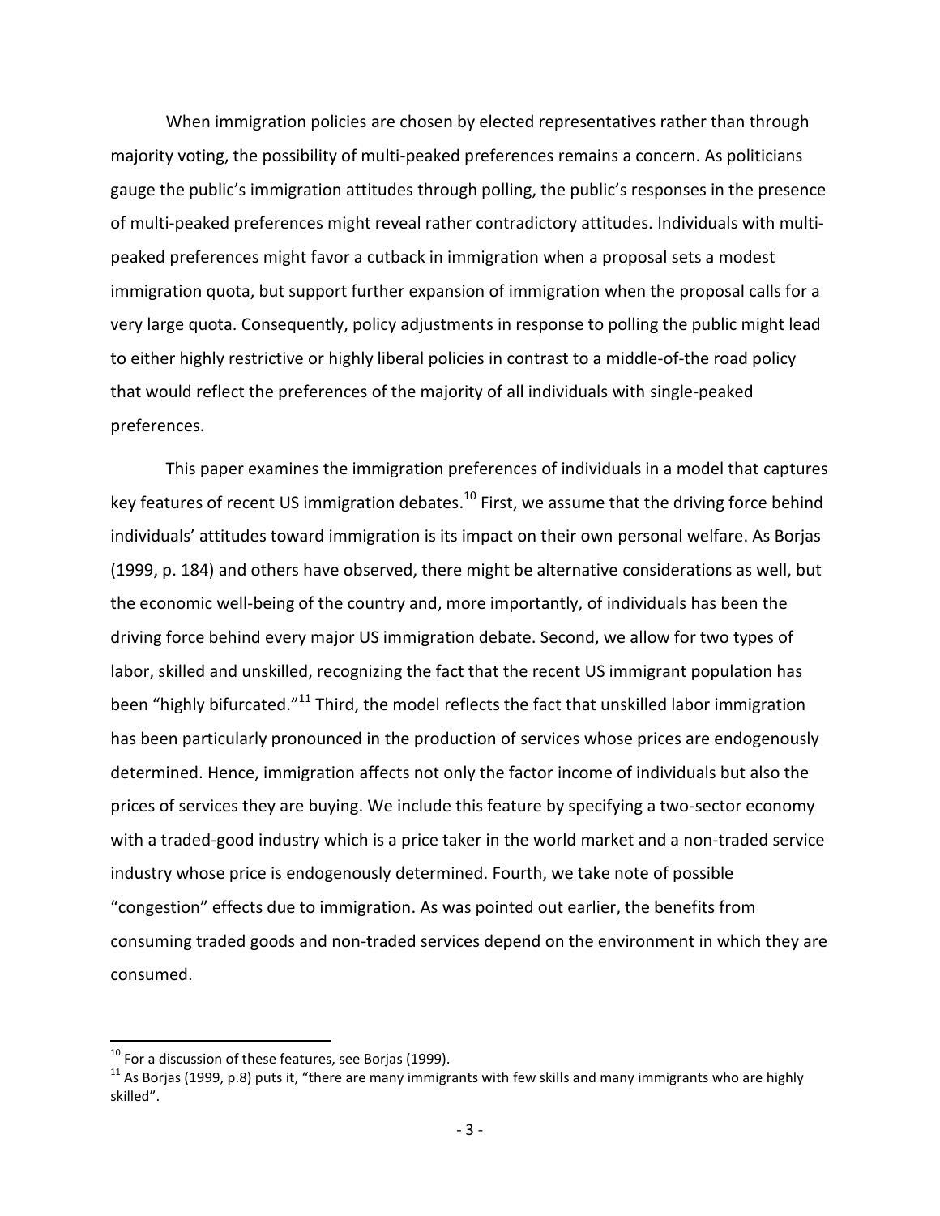When immigration policies are chosen by elected representatives rather than through majority voting, the possibility of multi-peaked preferences remains a concern. As politicians gauge the public's immigration attitudes through polling, the public's responses in the presence of multi-peaked preferences might reveal rather contradictory attitudes. Individuals with multi-peaked preferences might favor a cutback in immigration when a proposal sets a modest immigration quota, but support further expansion of immigration when the proposal calls for a very large quota. Consequently, policy adjustments in response to polling the public might lead to either highly restrictive or highly liberal policies in contrast to a middle-of-the road policy that would reflect the preferences of the majority of all individuals with single-peaked preferences.

This paper examines the immigration preferences of individuals in a model that captures key features of recent US immigration debates.[10] First, we assume that the driving force behind individuals' attitudes toward immigration is its impact on their own personal welfare. As Borjas (1999, p. 184) and others have observed, there might be alternative considerations as well, but the economic well-being of the country and, more importantly, of individuals has been the driving force behind every major US immigration debate. Second, we allow for two types of labor, skilled and unskilled, recognizing the fact that the recent US immigrant population has been "highly bifurcated."[11] Third, the model reflects the fact that unskilled labor immigration has been particularly pronounced in the production of services whose prices are endogenously determined. Hence, immigration affects not only the factor income of individuals but also the prices of services they are buying. We include this feature by specifying a two-sector economy with a traded-good industry which is a price taker in the world market and a non-traded service industry whose price is endogenously determined. Fourth, we take note of possible "congestion" effects due to immigration. As was pointed out earlier, the benefits from consuming traded goods and non-traded services depend on the environment in which they are consumed.

[10] For a discussion of these features, see Borjas (1999).

[11] As Borjas (1999, p.8) puts it, "there are many immigrants with few skills and many immigrants who are highly skilled".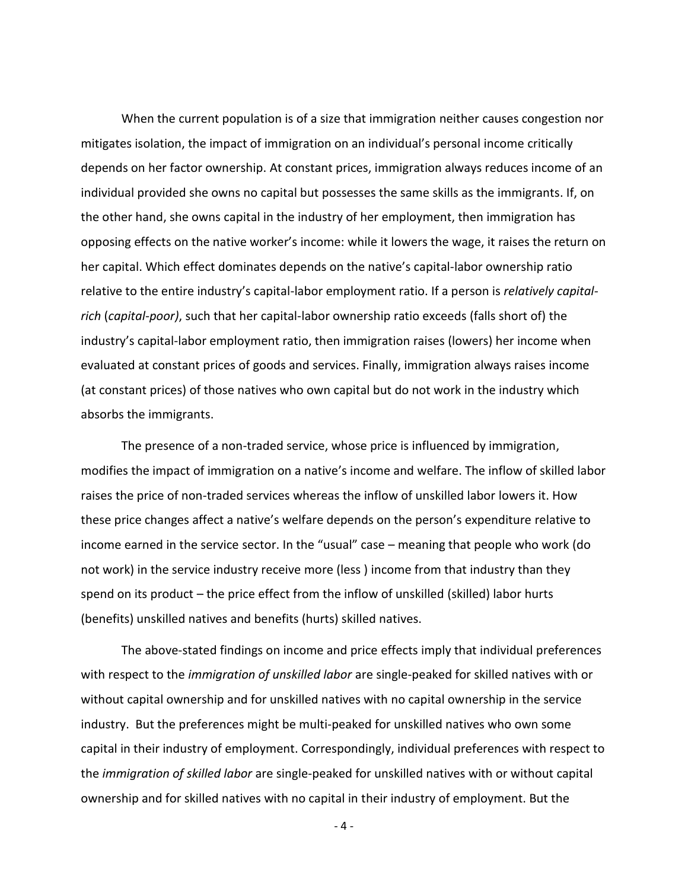When the current population is of a size that immigration neither causes congestion nor mitigates isolation, the impact of immigration on an individual's personal income critically depends on her factor ownership. At constant prices, immigration always reduces income of an individual provided she owns no capital but possesses the same skills as the immigrants. If, on the other hand, she owns capital in the industry of her employment, then immigration has opposing effects on the native worker's income: while it lowers the wage, it raises the return on her capital. Which effect dominates depends on the native's capital-labor ownership ratio relative to the entire industry's capital-labor employment ratio. If a person is *relatively capital-rich* (*capital-poor)*, such that her capital-labor ownership ratio exceeds (falls short of) the industry's capital-labor employment ratio, then immigration raises (lowers) her income when evaluated at constant prices of goods and services. Finally, immigration always raises income (at constant prices) of those natives who own capital but do not work in the industry which absorbs the immigrants.

The presence of a non-traded service, whose price is influenced by immigration, modifies the impact of immigration on a native's income and welfare. The inflow of skilled labor raises the price of non-traded services whereas the inflow of unskilled labor lowers it. How these price changes affect a native's welfare depends on the person's expenditure relative to income earned in the service sector. In the "usual" case – meaning that people who work (do not work) in the service industry receive more (less ) income from that industry than they spend on its product – the price effect from the inflow of unskilled (skilled) labor hurts (benefits) unskilled natives and benefits (hurts) skilled natives.

The above-stated findings on income and price effects imply that individual preferences with respect to the *immigration of unskilled labor* are single-peaked for skilled natives with or without capital ownership and for unskilled natives with no capital ownership in the service industry. But the preferences might be multi-peaked for unskilled natives who own some capital in their industry of employment. Correspondingly, individual preferences with respect to the *immigration of skilled labor* are single-peaked for unskilled natives with or without capital ownership and for skilled natives with no capital in their industry of employment. But the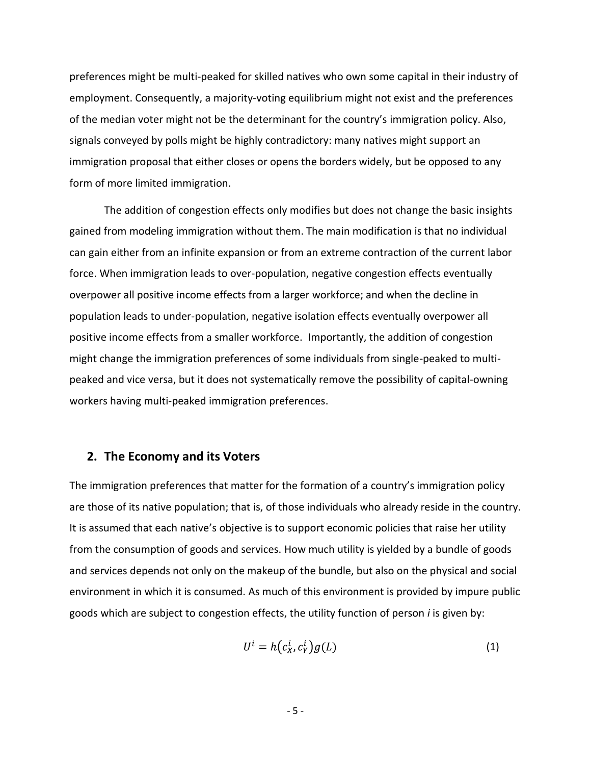preferences might be multi-peaked for skilled natives who own some capital in their industry of employment. Consequently, a majority-voting equilibrium might not exist and the preferences of the median voter might not be the determinant for the country's immigration policy. Also, signals conveyed by polls might be highly contradictory: many natives might support an immigration proposal that either closes or opens the borders widely, but be opposed to any form of more limited immigration.

The addition of congestion effects only modifies but does not change the basic insights gained from modeling immigration without them. The main modification is that no individual can gain either from an infinite expansion or from an extreme contraction of the current labor force. When immigration leads to over-population, negative congestion effects eventually overpower all positive income effects from a larger workforce; and when the decline in population leads to under-population, negative isolation effects eventually overpower all positive income effects from a smaller workforce. Importantly, the addition of congestion might change the immigration preferences of some individuals from single-peaked to multi-peaked and vice versa, but it does not systematically remove the possibility of capital-owning workers having multi-peaked immigration preferences.

## 2. The Economy and its Voters

The immigration preferences that matter for the formation of a country's immigration policy are those of its native population; that is, of those individuals who already reside in the country. It is assumed that each native's objective is to support economic policies that raise her utility from the consumption of goods and services. How much utility is yielded by a bundle of goods and services depends not only on the makeup of the bundle, but also on the physical and social environment in which it is consumed. As much of this environment is provided by impure public goods which are subject to congestion effects, the utility function of person *i* is given by:

$$U^i = h(c_X^i, c_Y^i)g(L) \tag{1}$$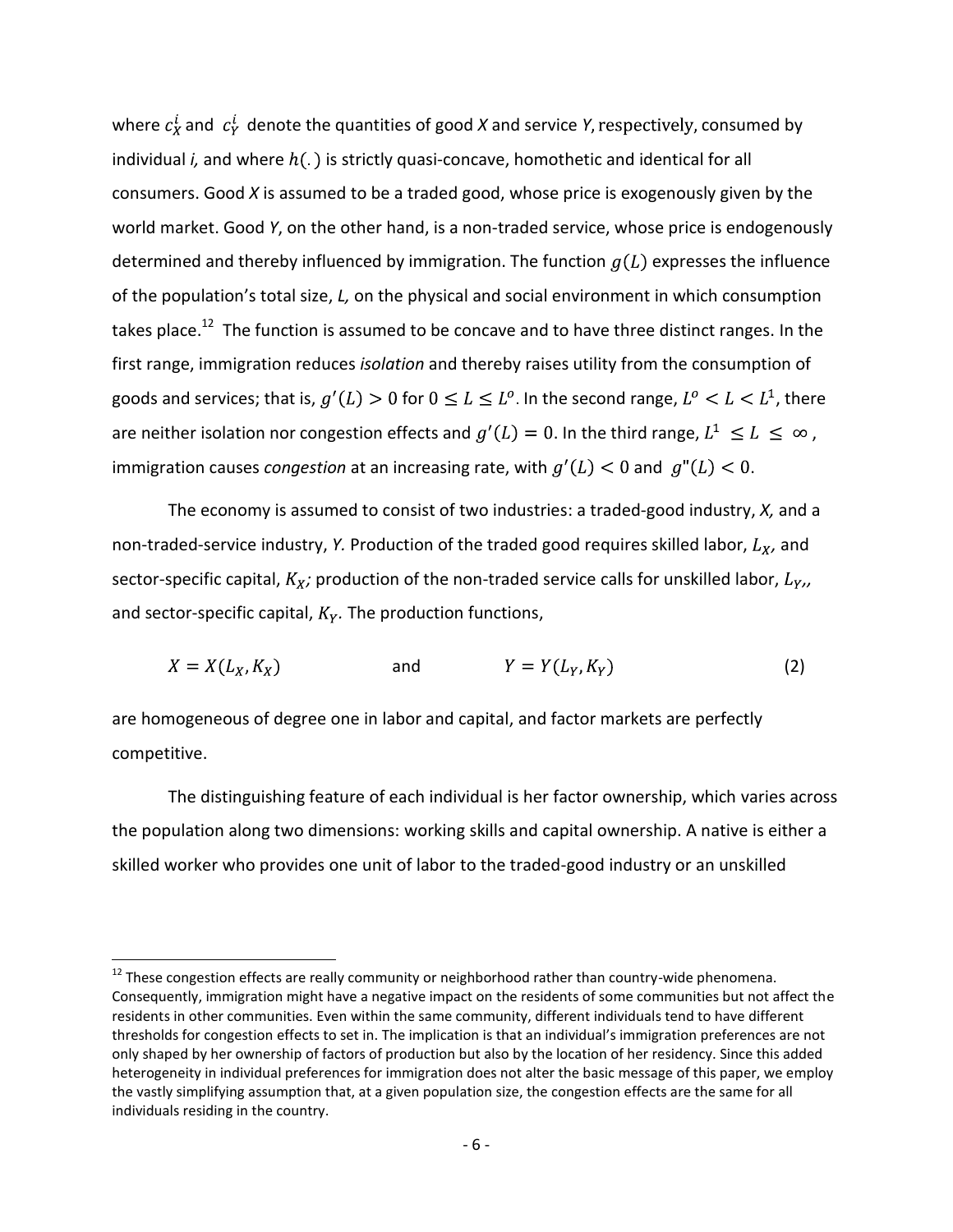where $c_X^i$ and $c_Y^i$ denote the quantities of good *X* and service *Y*, respectively, consumed by individual *i,* and where $h(.)$ is strictly quasi-concave, homothetic and identical for all consumers. Good *X* is assumed to be a traded good, whose price is exogenously given by the world market. Good *Y*, on the other hand, is a non-traded service, whose price is endogenously determined and thereby influenced by immigration. The function $g(L)$ expresses the influence of the population's total size, *L,* on the physical and social environment in which consumption takes place.[12] The function is assumed to be concave and to have three distinct ranges. In the first range, immigration reduces *isolation* and thereby raises utility from the consumption of goods and services; that is, $g'(L) > 0$ for $0 \leq L \leq L^o$. In the second range, $L^o < L < L^1$, there are neither isolation nor congestion effects and $g'(L) = 0$. In the third range, $L^1 \leq L \leq \infty$, immigration causes *congestion* at an increasing rate, with $g'(L) < 0$ and $g''(L) < 0$.

The economy is assumed to consist of two industries: a traded-good industry, *X,* and a non-traded-service industry, *Y.* Production of the traded good requires skilled labor, $L_X$, and sector-specific capital, $K_X$; production of the non-traded service calls for unskilled labor, $L_Y$, and sector-specific capital, $K_Y$. The production functions,

$$X = X(L_X, K_X) \qquad \text{and} \qquad Y = Y(L_Y, K_Y) \tag{2}$$

are homogeneous of degree one in labor and capital, and factor markets are perfectly competitive.

The distinguishing feature of each individual is her factor ownership, which varies across the population along two dimensions: working skills and capital ownership. A native is either a skilled worker who provides one unit of labor to the traded-good industry or an unskilled

[12] These congestion effects are really community or neighborhood rather than country-wide phenomena. Consequently, immigration might have a negative impact on the residents of some communities but not affect the residents in other communities. Even within the same community, different individuals tend to have different thresholds for congestion effects to set in. The implication is that an individual's immigration preferences are not only shaped by her ownership of factors of production but also by the location of her residency. Since this added heterogeneity in individual preferences for immigration does not alter the basic message of this paper, we employ the vastly simplifying assumption that, at a given population size, the congestion effects are the same for all individuals residing in the country.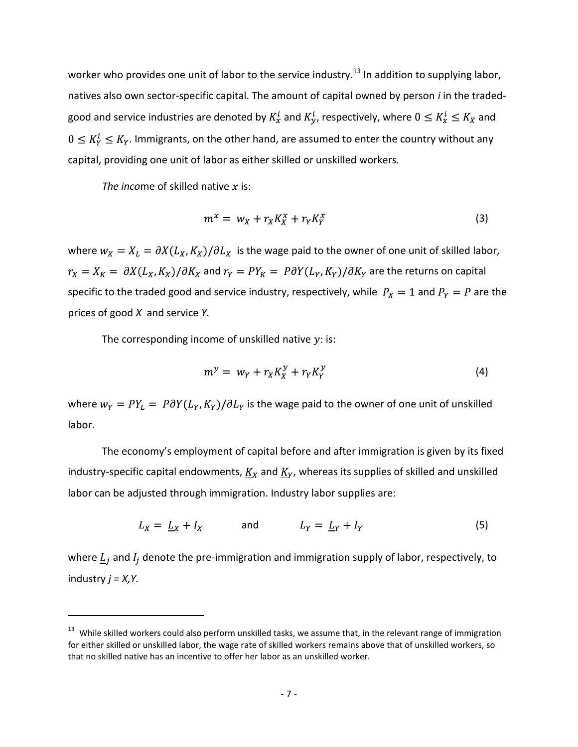worker who provides one unit of labor to the service industry.[13] In addition to supplying labor, natives also own sector-specific capital. The amount of capital owned by person *i* in the traded-good and service industries are denoted by $K_x^i$ and $K_y^i$, respectively, where $0 \leq K_x^i \leq K_X$ and $0 \leq K_Y^i \leq K_Y$. Immigrants, on the other hand, are assumed to enter the country without any capital, providing one unit of labor as either skilled or unskilled workers.

*The inco*me of skilled native $x$ is:

$$m^x = w_X + r_X K_X^x + r_Y K_Y^x \tag{3}$$

where $w_X = X_L = \partial X(L_X, K_X)/\partial L_X$ is the wage paid to the owner of one unit of skilled labor, $r_X = X_K = \partial X(L_X, K_X)/\partial K_X$ and $r_Y = PY_K = P\partial Y(L_Y, K_Y)/\partial K_Y$ are the returns on capital specific to the traded good and service industry, respectively, while $P_X = 1$ and $P_Y = P$ are the prices of good *X* and service *Y.*

The corresponding income of unskilled native $y$: is:

$$m^y = w_Y + r_X K_X^y + r_Y K_Y^y \tag{4}$$

where $w_Y = PY_L = P\partial Y(L_Y, K_Y)/\partial L_Y$ is the wage paid to the owner of one unit of unskilled labor.

The economy's employment of capital before and after immigration is given by its fixed industry-specific capital endowments, $\underline{K}_X$ and $\underline{K}_Y$, whereas its supplies of skilled and unskilled labor can be adjusted through immigration. Industry labor supplies are:

$$L_X = \underline{L}_X + I_X \qquad \text{and} \qquad L_Y = \underline{L}_Y + I_Y \tag{5}$$

where $\underline{L}_j$ and $I_j$ denote the pre-immigration and immigration supply of labor, respectively, to industry *j = X,Y.*

[13] While skilled workers could also perform unskilled tasks, we assume that, in the relevant range of immigration for either skilled or unskilled labor, the wage rate of skilled workers remains above that of unskilled workers, so that no skilled native has an incentive to offer her labor as an unskilled worker.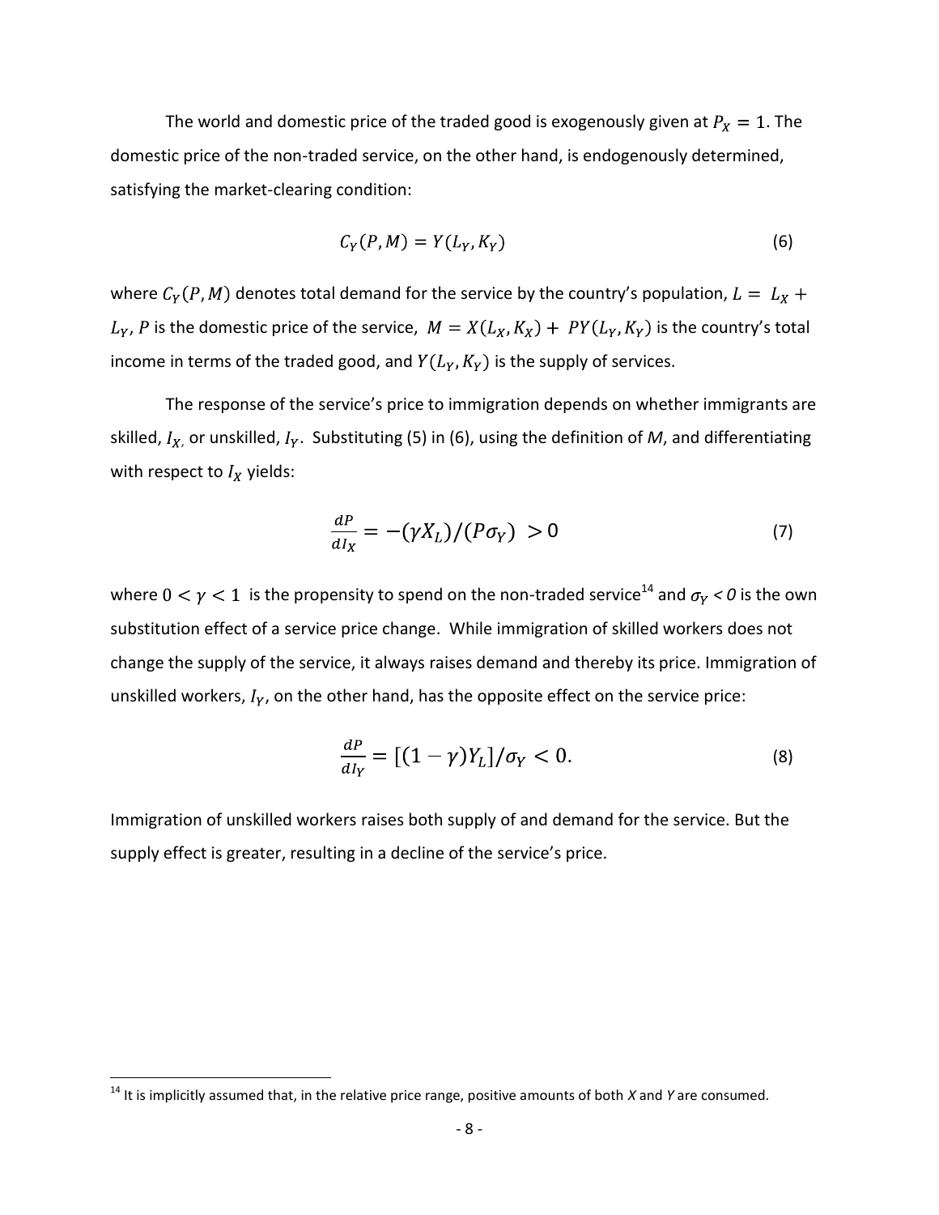The world and domestic price of the traded good is exogenously given at $P_X = 1$. The domestic price of the non-traded service, on the other hand, is endogenously determined, satisfying the market-clearing condition:

$$C_Y(P, M) = Y(L_Y, K_Y) \tag{6}$$

where $C_Y(P, M)$ denotes total demand for the service by the country's population, $L = L_X + L_Y$, $P$ is the domestic price of the service, $M = X(L_X, K_X) + PY(L_Y, K_Y)$ is the country's total income in terms of the traded good, and $Y(L_Y, K_Y)$ is the supply of services.

The response of the service's price to immigration depends on whether immigrants are skilled, $I_X$, or unskilled, $I_Y$. Substituting (5) in (6), using the definition of *M*, and differentiating with respect to $I_X$ yields:

$$\frac{dP}{dI_X} = -(\gamma X_L)/(P\sigma_Y) > 0 \tag{7}$$

where $0 < \gamma < 1$ is the propensity to spend on the non-traded service[14] and $\sigma_Y < 0$ is the own substitution effect of a service price change. While immigration of skilled workers does not change the supply of the service, it always raises demand and thereby its price. Immigration of unskilled workers, $I_Y$, on the other hand, has the opposite effect on the service price:

$$\frac{dP}{dI_Y} = [(1-\gamma)Y_L]/\sigma_Y < 0. \tag{8}$$

Immigration of unskilled workers raises both supply of and demand for the service. But the supply effect is greater, resulting in a decline of the service's price.

[14] It is implicitly assumed that, in the relative price range, positive amounts of both *X* and *Y* are consumed.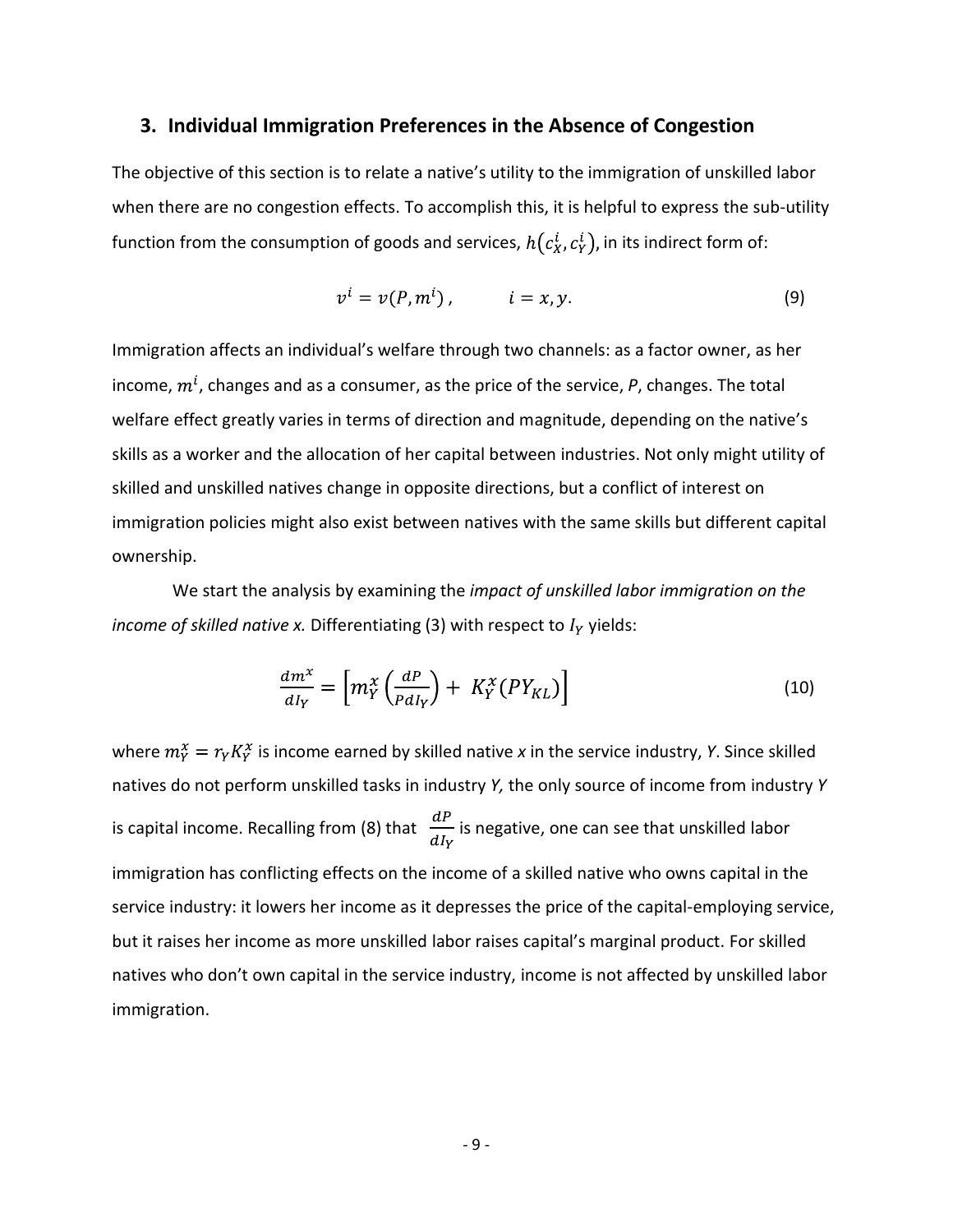## 3. Individual Immigration Preferences in the Absence of Congestion

The objective of this section is to relate a native's utility to the immigration of unskilled labor when there are no congestion effects. To accomplish this, it is helpful to express the sub-utility function from the consumption of goods and services, $h(c_X^i, c_Y^i)$, in its indirect form of:

$$v^i = v(P, m^i), \qquad i = x, y. \tag{9}$$

Immigration affects an individual's welfare through two channels: as a factor owner, as her income, $m^i$, changes and as a consumer, as the price of the service, *P*, changes. The total welfare effect greatly varies in terms of direction and magnitude, depending on the native's skills as a worker and the allocation of her capital between industries. Not only might utility of skilled and unskilled natives change in opposite directions, but a conflict of interest on immigration policies might also exist between natives with the same skills but different capital ownership.

We start the analysis by examining the *impact of unskilled labor immigration on the income of skilled native x.* Differentiating (3) with respect to $I_Y$ yields:

$$\frac{dm^x}{dI_Y} = \left[ m_Y^x \left( \frac{dP}{P dI_Y} \right) + K_Y^x (P Y_{KL}) \right] \tag{10}$$

where $m_Y^x = r_Y K_Y^x$ is income earned by skilled native *x* in the service industry, *Y*. Since skilled natives do not perform unskilled tasks in industry *Y,* the only source of income from industry *Y* is capital income. Recalling from (8) that $\frac{dP}{dI_Y}$ is negative, one can see that unskilled labor immigration has conflicting effects on the income of a skilled native who owns capital in the service industry: it lowers her income as it depresses the price of the capital-employing service, but it raises her income as more unskilled labor raises capital's marginal product. For skilled natives who don't own capital in the service industry, income is not affected by unskilled labor immigration.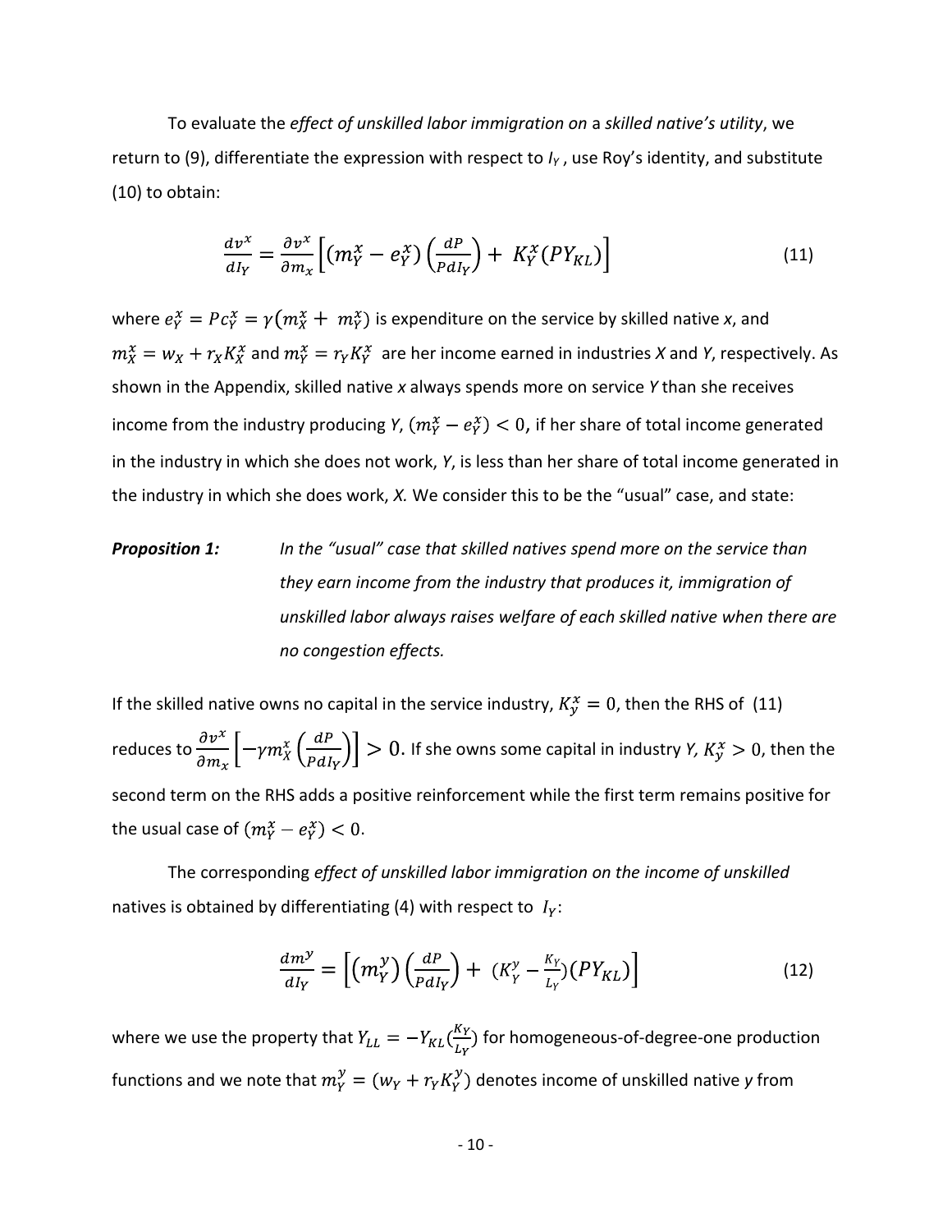To evaluate the *effect of unskilled labor immigration on* a *skilled native's utility*, we return to (9), differentiate the expression with respect to $I_Y$, use Roy's identity, and substitute (10) to obtain:

$$\frac{dv^x}{dI_Y} = \frac{\partial v^x}{\partial m_x}\left[(m_Y^x - e_Y^x)\left(\frac{dP}{PdI_Y}\right) + K_Y^x(PY_{KL})\right] \tag{11}$$

where $e_Y^x = Pc_Y^x = \gamma(m_X^x + m_Y^x)$ is expenditure on the service by skilled native *x*, and $m_X^x = w_X + r_X K_X^x$ and $m_Y^x = r_Y K_Y^x$ are her income earned in industries *X* and *Y*, respectively. As shown in the Appendix, skilled native *x* always spends more on service *Y* than she receives income from the industry producing *Y*, $(m_Y^x - e_Y^x) < 0$, if her share of total income generated in the industry in which she does not work, *Y*, is less than her share of total income generated in the industry in which she does work, *X.* We consider this to be the "usual" case, and state:

***Proposition 1:*** *In the "usual" case that skilled natives spend more on the service than they earn income from the industry that produces it, immigration of unskilled labor always raises welfare of each skilled native when there are no congestion effects.*

If the skilled native owns no capital in the service industry, $K_y^x = 0$, then the RHS of (11) reduces to $\frac{\partial v^x}{\partial m_x}\left[-\gamma m_X^x\left(\frac{dP}{PdI_Y}\right)\right] > 0$. If she owns some capital in industry *Y*, $K_y^x > 0$, then the second term on the RHS adds a positive reinforcement while the first term remains positive for the usual case of $(m_Y^x - e_Y^x) < 0$.

The corresponding *effect of unskilled labor immigration on the income of unskilled* natives is obtained by differentiating (4) with respect to $I_Y$:

$$\frac{dm^y}{dI_Y} = \left[(m_Y^y)\left(\frac{dP}{PdI_Y}\right) + \left(K_Y^y - \frac{K_Y}{L_Y}\right)(PY_{KL})\right] \tag{12}$$

where we use the property that $Y_{LL} = -Y_{KL}\left(\frac{K_Y}{L_Y}\right)$ for homogeneous-of-degree-one production functions and we note that $m_Y^y = (w_Y + r_Y K_Y^y)$ denotes income of unskilled native *y* from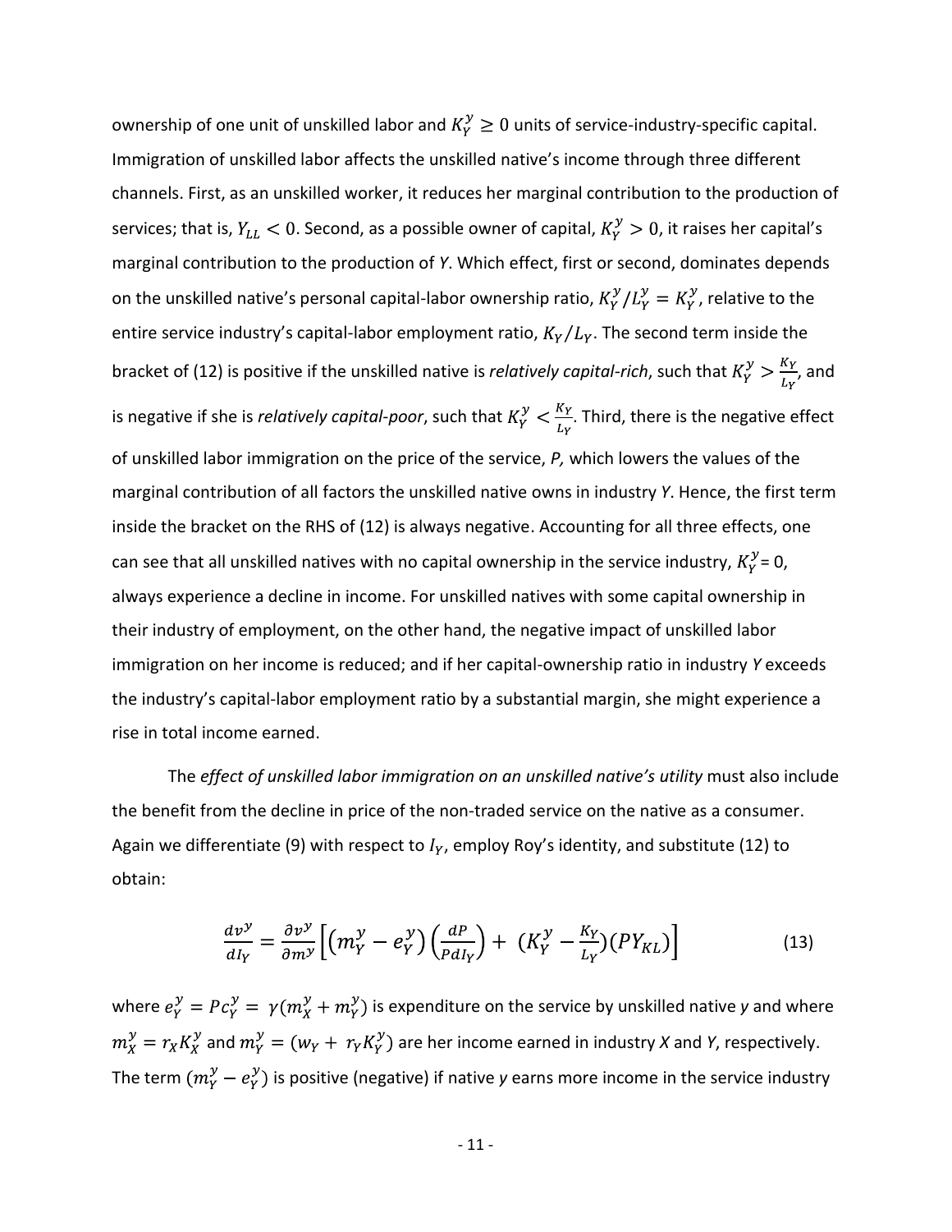ownership of one unit of unskilled labor and $K_Y^y \geq 0$ units of service-industry-specific capital. Immigration of unskilled labor affects the unskilled native's income through three different channels. First, as an unskilled worker, it reduces her marginal contribution to the production of services; that is, $Y_{LL} < 0$. Second, as a possible owner of capital, $K_Y^y > 0$, it raises her capital's marginal contribution to the production of *Y*. Which effect, first or second, dominates depends on the unskilled native's personal capital-labor ownership ratio, $K_Y^y/L_Y^y = K_Y^y$, relative to the entire service industry's capital-labor employment ratio, $K_Y/L_Y$. The second term inside the bracket of (12) is positive if the unskilled native is *relatively capital-rich*, such that $K_Y^y > \frac{K_Y}{L_Y}$, and is negative if she is *relatively capital-poor*, such that $K_Y^y < \frac{K_Y}{L_Y}$. Third, there is the negative effect of unskilled labor immigration on the price of the service, *P,* which lowers the values of the marginal contribution of all factors the unskilled native owns in industry *Y*. Hence, the first term inside the bracket on the RHS of (12) is always negative. Accounting for all three effects, one can see that all unskilled natives with no capital ownership in the service industry, $K_Y^y = 0$, always experience a decline in income. For unskilled natives with some capital ownership in their industry of employment, on the other hand, the negative impact of unskilled labor immigration on her income is reduced; and if her capital-ownership ratio in industry *Y* exceeds the industry's capital-labor employment ratio by a substantial margin, she might experience a rise in total income earned.

The *effect of unskilled labor immigration on an unskilled native's utility* must also include the benefit from the decline in price of the non-traded service on the native as a consumer. Again we differentiate (9) with respect to $I_Y$, employ Roy's identity, and substitute (12) to obtain:

$$\frac{dv^y}{dI_Y} = \frac{\partial v^y}{\partial m^y}\left[\left(m_Y^y - e_Y^y\right)\left(\frac{dP}{PdI_Y}\right) + \left(K_Y^y - \frac{K_Y}{L_Y}\right)\left(PY_{KL}\right)\right] \tag{13}$$

where $e_Y^y = Pc_Y^y = \gamma(m_X^y + m_Y^y)$ is expenditure on the service by unskilled native *y* and where $m_X^y = r_X K_X^y$ and $m_Y^y = (w_Y + r_Y K_Y^y)$ are her income earned in industry *X* and *Y*, respectively. The term $(m_Y^y - e_Y^y)$ is positive (negative) if native *y* earns more income in the service industry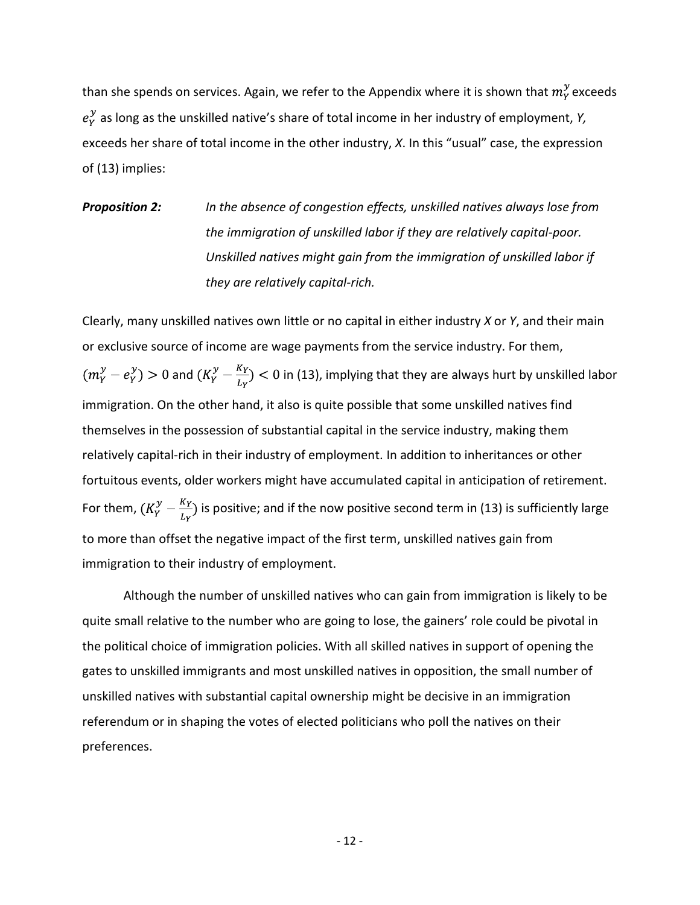than she spends on services. Again, we refer to the Appendix where it is shown that $m_Y^y$ exceeds $e_Y^y$ as long as the unskilled native's share of total income in her industry of employment, *Y,* exceeds her share of total income in the other industry, *X*. In this "usual" case, the expression of (13) implies:

***Proposition 2:*** *In the absence of congestion effects, unskilled natives always lose from the immigration of unskilled labor if they are relatively capital-poor. Unskilled natives might gain from the immigration of unskilled labor if they are relatively capital-rich.*

Clearly, many unskilled natives own little or no capital in either industry *X* or *Y*, and their main or exclusive source of income are wage payments from the service industry. For them, $(m_Y^y - e_Y^y) > 0$ and $(K_Y^y - \frac{K_Y}{L_Y}) < 0$ in (13), implying that they are always hurt by unskilled labor immigration. On the other hand, it also is quite possible that some unskilled natives find themselves in the possession of substantial capital in the service industry, making them relatively capital-rich in their industry of employment. In addition to inheritances or other fortuitous events, older workers might have accumulated capital in anticipation of retirement. For them, $(K_Y^y - \frac{K_Y}{L_Y})$ is positive; and if the now positive second term in (13) is sufficiently large to more than offset the negative impact of the first term, unskilled natives gain from immigration to their industry of employment.

Although the number of unskilled natives who can gain from immigration is likely to be quite small relative to the number who are going to lose, the gainers' role could be pivotal in the political choice of immigration policies. With all skilled natives in support of opening the gates to unskilled immigrants and most unskilled natives in opposition, the small number of unskilled natives with substantial capital ownership might be decisive in an immigration referendum or in shaping the votes of elected politicians who poll the natives on their preferences.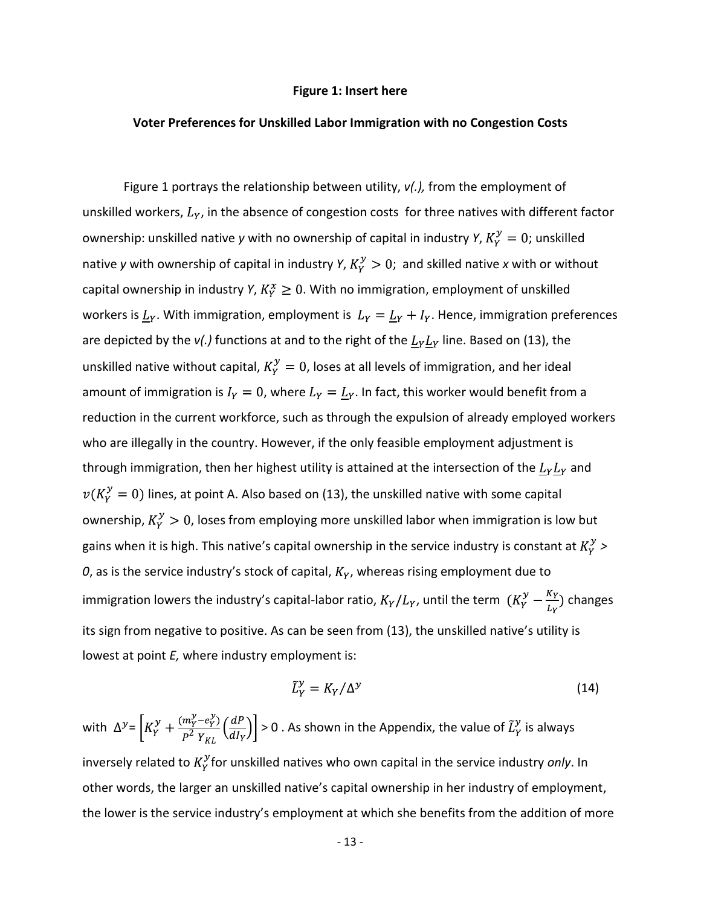**Figure 1: Insert here**

**Voter Preferences for Unskilled Labor Immigration with no Congestion Costs**

Figure 1 portrays the relationship between utility, *v(.),* from the employment of unskilled workers, $L_Y$, in the absence of congestion costs for three natives with different factor ownership: unskilled native *y* with no ownership of capital in industry *Y*, $K_Y^y = 0$; unskilled native *y* with ownership of capital in industry *Y*, $K_Y^y > 0$; and skilled native *x* with or without capital ownership in industry *Y*, $K_Y^x \geq 0$. With no immigration, employment of unskilled workers is $\underline{L}_Y$. With immigration, employment is $L_Y = \underline{L}_Y + I_Y$. Hence, immigration preferences are depicted by the *v(.)* functions at and to the right of the $\underline{L}_Y\underline{L}_Y$ line. Based on (13), the unskilled native without capital, $K_Y^y = 0$, loses at all levels of immigration, and her ideal amount of immigration is $I_Y = 0$, where $L_Y = \underline{L}_Y$. In fact, this worker would benefit from a reduction in the current workforce, such as through the expulsion of already employed workers who are illegally in the country. However, if the only feasible employment adjustment is through immigration, then her highest utility is attained at the intersection of the $\underline{L}_Y\underline{L}_Y$ and $v(K_Y^y = 0)$ lines, at point A. Also based on (13), the unskilled native with some capital ownership, $K_Y^y > 0$, loses from employing more unskilled labor when immigration is low but gains when it is high. This native's capital ownership in the service industry is constant at $K_Y^y >$ *0*, as is the service industry's stock of capital, $K_Y$, whereas rising employment due to immigration lowers the industry's capital-labor ratio, $K_Y/L_Y$, until the term $(K_Y^y - \frac{K_Y}{L_Y})$ changes its sign from negative to positive. As can be seen from (13), the unskilled native's utility is lowest at point *E,* where industry employment is:

$$\tilde{L}_Y^y = K_Y/\Delta^y \tag{14}$$

with $\Delta^y = \left[K_Y^y + \frac{(m_Y^y - e_Y^y)}{P^2\, Y_{KL}}\left(\frac{dP}{dI_Y}\right)\right] > 0$ . As shown in the Appendix, the value of $\tilde{L}_Y^y$ is always inversely related to $K_Y^y$ for unskilled natives who own capital in the service industry *only*. In other words, the larger an unskilled native's capital ownership in her industry of employment, the lower is the service industry's employment at which she benefits from the addition of more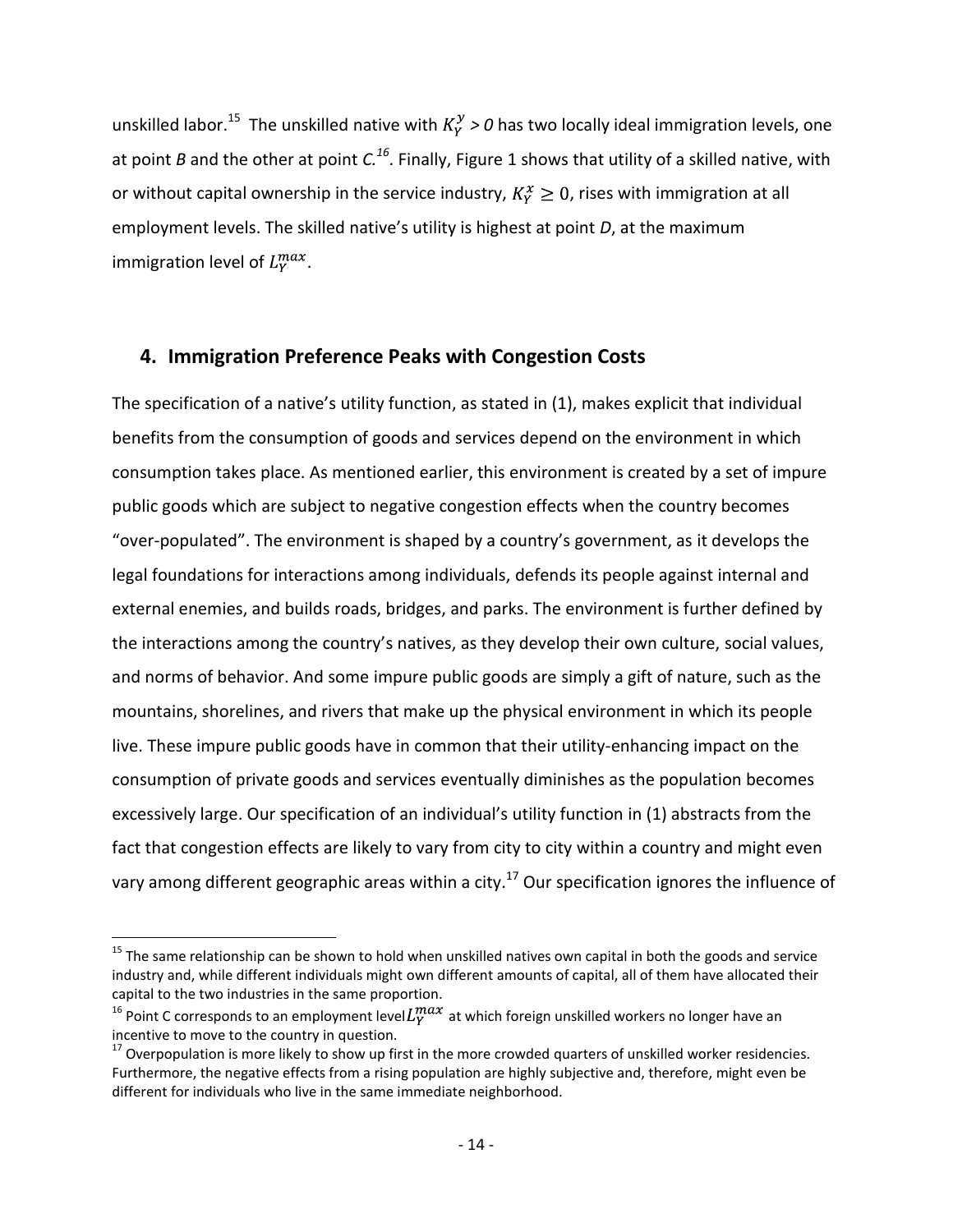unskilled labor.[15] The unskilled native with $K_Y^y > 0$ has two locally ideal immigration levels, one at point *B* and the other at point *C.*[16]. Finally, Figure 1 shows that utility of a skilled native, with or without capital ownership in the service industry, $K_Y^x \geq 0$, rises with immigration at all employment levels. The skilled native's utility is highest at point *D*, at the maximum immigration level of $L_Y^{max}$.

## 4. Immigration Preference Peaks with Congestion Costs

The specification of a native's utility function, as stated in (1), makes explicit that individual benefits from the consumption of goods and services depend on the environment in which consumption takes place. As mentioned earlier, this environment is created by a set of impure public goods which are subject to negative congestion effects when the country becomes "over-populated". The environment is shaped by a country's government, as it develops the legal foundations for interactions among individuals, defends its people against internal and external enemies, and builds roads, bridges, and parks. The environment is further defined by the interactions among the country's natives, as they develop their own culture, social values, and norms of behavior. And some impure public goods are simply a gift of nature, such as the mountains, shorelines, and rivers that make up the physical environment in which its people live. These impure public goods have in common that their utility-enhancing impact on the consumption of private goods and services eventually diminishes as the population becomes excessively large. Our specification of an individual's utility function in (1) abstracts from the fact that congestion effects are likely to vary from city to city within a country and might even vary among different geographic areas within a city.[17] Our specification ignores the influence of

---

[15] The same relationship can be shown to hold when unskilled natives own capital in both the goods and service industry and, while different individuals might own different amounts of capital, all of them have allocated their capital to the two industries in the same proportion.

[16] Point C corresponds to an employment level $L_Y^{max}$ at which foreign unskilled workers no longer have an incentive to move to the country in question.

[17] Overpopulation is more likely to show up first in the more crowded quarters of unskilled worker residencies. Furthermore, the negative effects from a rising population are highly subjective and, therefore, might even be different for individuals who live in the same immediate neighborhood.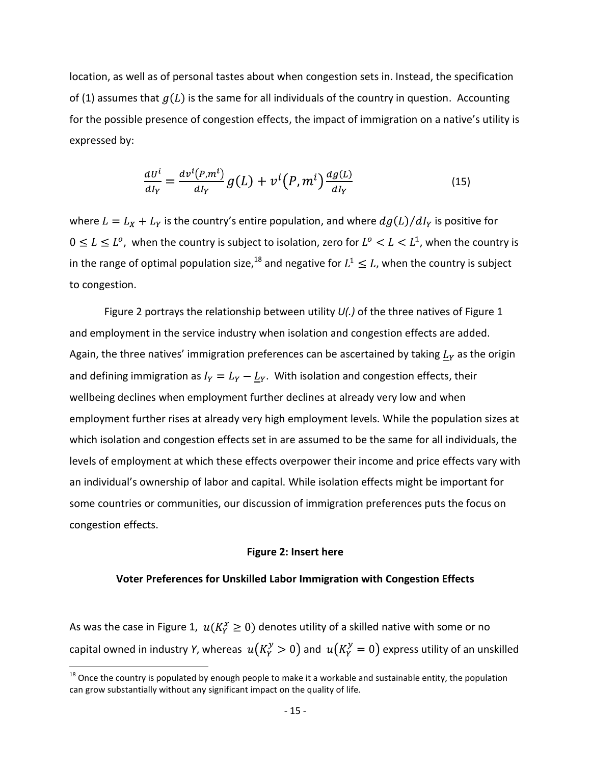location, as well as of personal tastes about when congestion sets in. Instead, the specification of (1) assumes that $g(L)$ is the same for all individuals of the country in question. Accounting for the possible presence of congestion effects, the impact of immigration on a native's utility is expressed by:

$$\frac{dU^i}{dI_Y} = \frac{dv^i(P,m^i)}{dI_Y} g(L) + v^i(P,m^i)\frac{dg(L)}{dI_Y} \tag{15}$$

where $L = L_X + L_Y$ is the country's entire population, and where $dg(L)/dI_Y$ is positive for $0 \leq L \leq L^o$, when the country is subject to isolation, zero for $L^o < L < L^1$, when the country is in the range of optimal population size,[18] and negative for $L^1 \leq L$, when the country is subject to congestion.

Figure 2 portrays the relationship between utility *U(.)* of the three natives of Figure 1 and employment in the service industry when isolation and congestion effects are added. Again, the three natives' immigration preferences can be ascertained by taking $\underline{L}_Y$ as the origin and defining immigration as $I_Y = L_Y - \underline{L}_Y$. With isolation and congestion effects, their wellbeing declines when employment further declines at already very low and when employment further rises at already very high employment levels. While the population sizes at which isolation and congestion effects set in are assumed to be the same for all individuals, the levels of employment at which these effects overpower their income and price effects vary with an individual's ownership of labor and capital. While isolation effects might be important for some countries or communities, our discussion of immigration preferences puts the focus on congestion effects.

**Figure 2: Insert here**

**Voter Preferences for Unskilled Labor Immigration with Congestion Effects**

As was the case in Figure 1, $u(K_Y^x \geq 0)$ denotes utility of a skilled native with some or no capital owned in industry *Y*, whereas $u(K_Y^y > 0)$ and $u(K_Y^y = 0)$ express utility of an unskilled

[18] Once the country is populated by enough people to make it a workable and sustainable entity, the population can grow substantially without any significant impact on the quality of life.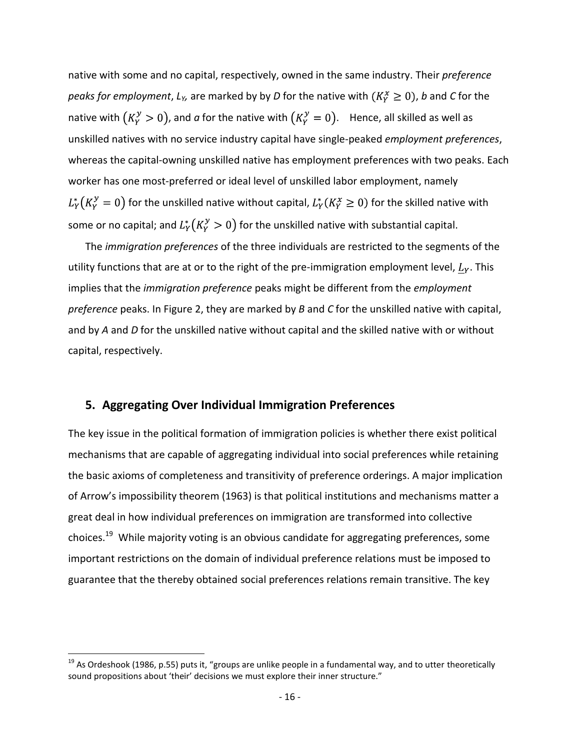native with some and no capital, respectively, owned in the same industry. Their *preference peaks for employment*, $L_Y$, are marked by by *D* for the native with $(K_Y^x \geq 0)$, *b* and *C* for the native with $(K_Y^y > 0)$, and *a* for the native with $(K_Y^y = 0)$. Hence, all skilled as well as unskilled natives with no service industry capital have single-peaked *employment preferences*, whereas the capital-owning unskilled native has employment preferences with two peaks. Each worker has one most-preferred or ideal level of unskilled labor employment, namely $L_Y^*(K_Y^y = 0)$ for the unskilled native without capital, $L_Y^*(K_Y^x \geq 0)$ for the skilled native with some or no capital; and $L_Y^*(K_Y^y > 0)$ for the unskilled native with substantial capital.

The *immigration preferences* of the three individuals are restricted to the segments of the utility functions that are at or to the right of the pre-immigration employment level, $\underline{L}_Y$. This implies that the *immigration preference* peaks might be different from the *employment preference* peaks. In Figure 2, they are marked by *B* and *C* for the unskilled native with capital, and by *A* and *D* for the unskilled native without capital and the skilled native with or without capital, respectively.

## 5. Aggregating Over Individual Immigration Preferences

The key issue in the political formation of immigration policies is whether there exist political mechanisms that are capable of aggregating individual into social preferences while retaining the basic axioms of completeness and transitivity of preference orderings. A major implication of Arrow's impossibility theorem (1963) is that political institutions and mechanisms matter a great deal in how individual preferences on immigration are transformed into collective choices.[19] While majority voting is an obvious candidate for aggregating preferences, some important restrictions on the domain of individual preference relations must be imposed to guarantee that the thereby obtained social preferences relations remain transitive. The key

[19] As Ordeshook (1986, p.55) puts it, "groups are unlike people in a fundamental way, and to utter theoretically sound propositions about 'their' decisions we must explore their inner structure."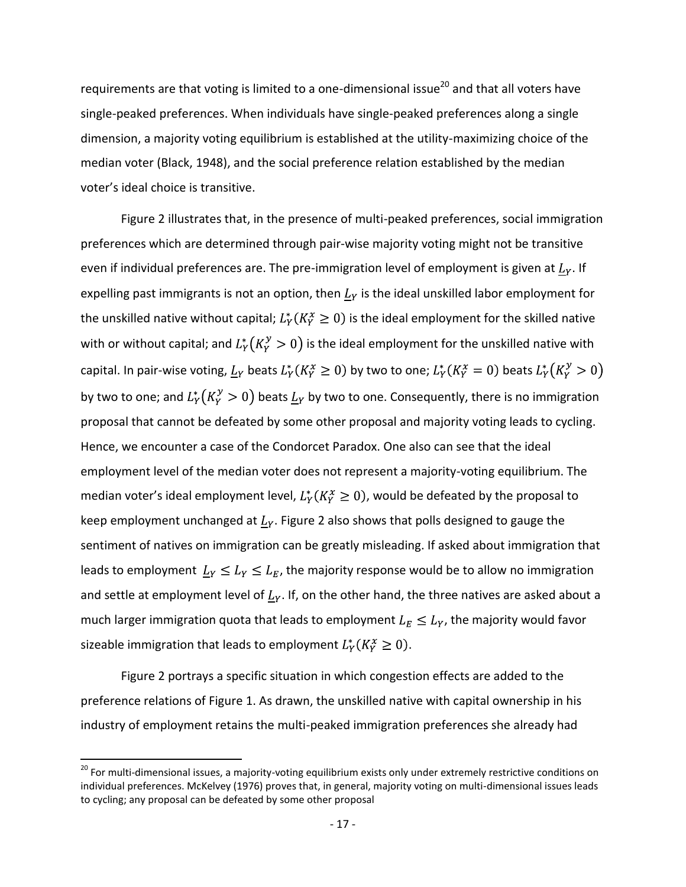requirements are that voting is limited to a one-dimensional issue[20] and that all voters have single-peaked preferences. When individuals have single-peaked preferences along a single dimension, a majority voting equilibrium is established at the utility-maximizing choice of the median voter (Black, 1948), and the social preference relation established by the median voter's ideal choice is transitive.

Figure 2 illustrates that, in the presence of multi-peaked preferences, social immigration preferences which are determined through pair-wise majority voting might not be transitive even if individual preferences are. The pre-immigration level of employment is given at $\underline{L}_Y$. If expelling past immigrants is not an option, then $\underline{L}_Y$ is the ideal unskilled labor employment for the unskilled native without capital; $L_Y^*(K_Y^x \geq 0)$ is the ideal employment for the skilled native with or without capital; and $L_Y^*(K_Y^y > 0)$ is the ideal employment for the unskilled native with capital. In pair-wise voting, $\underline{L}_Y$ beats $L_Y^*(K_Y^x \geq 0)$ by two to one; $L_Y^*(K_Y^x = 0)$ beats $L_Y^*(K_Y^y > 0)$ by two to one; and $L_Y^*(K_Y^y > 0)$ beats $\underline{L}_Y$ by two to one. Consequently, there is no immigration proposal that cannot be defeated by some other proposal and majority voting leads to cycling. Hence, we encounter a case of the Condorcet Paradox. One also can see that the ideal employment level of the median voter does not represent a majority-voting equilibrium. The median voter's ideal employment level, $L_Y^*(K_Y^x \geq 0)$, would be defeated by the proposal to keep employment unchanged at $\underline{L}_Y$. Figure 2 also shows that polls designed to gauge the sentiment of natives on immigration can be greatly misleading. If asked about immigration that leads to employment $\underline{L}_Y \leq L_Y \leq L_E$, the majority response would be to allow no immigration and settle at employment level of $\underline{L}_Y$. If, on the other hand, the three natives are asked about a much larger immigration quota that leads to employment $L_E \leq L_Y$, the majority would favor sizeable immigration that leads to employment $L_Y^*(K_Y^x \geq 0)$.

Figure 2 portrays a specific situation in which congestion effects are added to the preference relations of Figure 1. As drawn, the unskilled native with capital ownership in his industry of employment retains the multi-peaked immigration preferences she already had

[20] For multi-dimensional issues, a majority-voting equilibrium exists only under extremely restrictive conditions on individual preferences. McKelvey (1976) proves that, in general, majority voting on multi-dimensional issues leads to cycling; any proposal can be defeated by some other proposal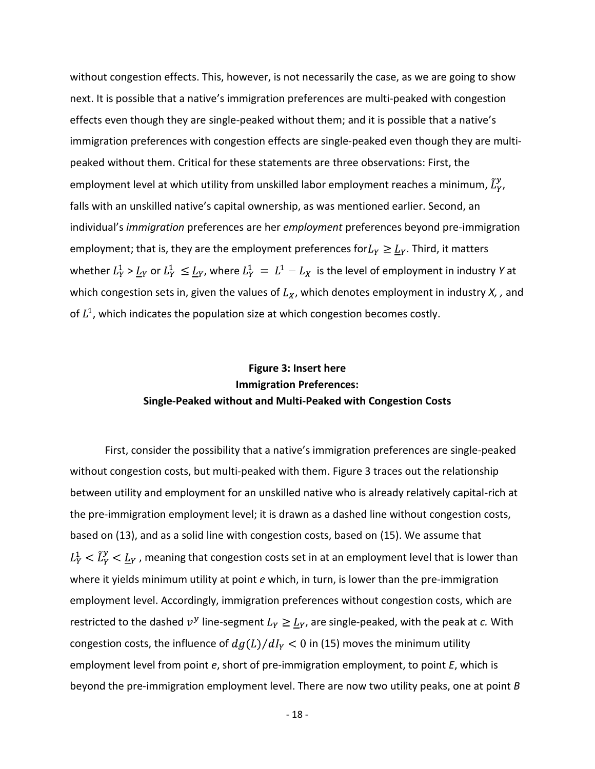without congestion effects. This, however, is not necessarily the case, as we are going to show next. It is possible that a native's immigration preferences are multi-peaked with congestion effects even though they are single-peaked without them; and it is possible that a native's immigration preferences with congestion effects are single-peaked even though they are multi-peaked without them. Critical for these statements are three observations: First, the employment level at which utility from unskilled labor employment reaches a minimum, $\tilde{L}_Y^y$, falls with an unskilled native's capital ownership, as was mentioned earlier. Second, an individual's *immigration* preferences are her *employment* preferences beyond pre-immigration employment; that is, they are the employment preferences for$L_Y \geq \underline{L}_Y$. Third, it matters whether $L_Y^1 > \underline{L}_Y$ or $L_Y^1 \leq \underline{L}_Y$, where $L_Y^1 = L^1 - L_X$ is the level of employment in industry *Y* at which congestion sets in, given the values of $L_X$, which denotes employment in industry *X, ,* and of $L^1$, which indicates the population size at which congestion becomes costly.

**Figure 3: Insert here**
**Immigration Preferences:**
**Single-Peaked without and Multi-Peaked with Congestion Costs**

First, consider the possibility that a native's immigration preferences are single-peaked without congestion costs, but multi-peaked with them. Figure 3 traces out the relationship between utility and employment for an unskilled native who is already relatively capital-rich at the pre-immigration employment level; it is drawn as a dashed line without congestion costs, based on (13), and as a solid line with congestion costs, based on (15). We assume that $L_Y^1 < \tilde{L}_Y^y < \underline{L}_Y$ , meaning that congestion costs set in at an employment level that is lower than where it yields minimum utility at point *e* which, in turn, is lower than the pre-immigration employment level. Accordingly, immigration preferences without congestion costs, which are restricted to the dashed $v^y$ line-segment $L_Y \geq \underline{L}_Y$, are single-peaked, with the peak at *c.* With congestion costs, the influence of $dg(L)/dl_Y < 0$ in (15) moves the minimum utility employment level from point *e*, short of pre-immigration employment, to point *E*, which is beyond the pre-immigration employment level. There are now two utility peaks, one at point *B*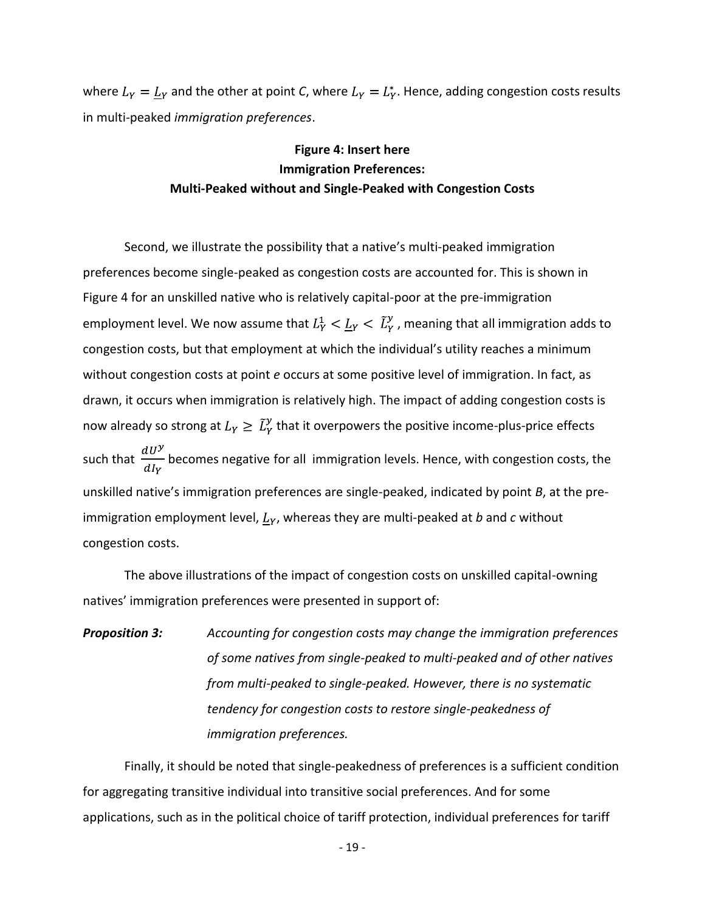where $L_Y = \underline{L}_Y$ and the other at point *C*, where $L_Y = L_Y^*$. Hence, adding congestion costs results in multi-peaked *immigration preferences*.

**Figure 4: Insert here**
**Immigration Preferences:**
**Multi-Peaked without and Single-Peaked with Congestion Costs**

Second, we illustrate the possibility that a native's multi-peaked immigration preferences become single-peaked as congestion costs are accounted for. This is shown in Figure 4 for an unskilled native who is relatively capital-poor at the pre-immigration employment level. We now assume that $L_Y^1 < \underline{L}_Y < \tilde{L}_Y^y$ , meaning that all immigration adds to congestion costs, but that employment at which the individual's utility reaches a minimum without congestion costs at point *e* occurs at some positive level of immigration. In fact, as drawn, it occurs when immigration is relatively high. The impact of adding congestion costs is now already so strong at $L_Y \geq \tilde{L}_Y^y$ that it overpowers the positive income-plus-price effects such that $\frac{dU^y}{dI_Y}$ becomes negative for all immigration levels. Hence, with congestion costs, the unskilled native's immigration preferences are single-peaked, indicated by point *B*, at the pre-immigration employment level, $\underline{L}_Y$, whereas they are multi-peaked at *b* and *c* without congestion costs.

The above illustrations of the impact of congestion costs on unskilled capital-owning natives' immigration preferences were presented in support of:

***Proposition 3:*** *Accounting for congestion costs may change the immigration preferences of some natives from single-peaked to multi-peaked and of other natives from multi-peaked to single-peaked. However, there is no systematic tendency for congestion costs to restore single-peakedness of immigration preferences.*

Finally, it should be noted that single-peakedness of preferences is a sufficient condition for aggregating transitive individual into transitive social preferences. And for some applications, such as in the political choice of tariff protection, individual preferences for tariff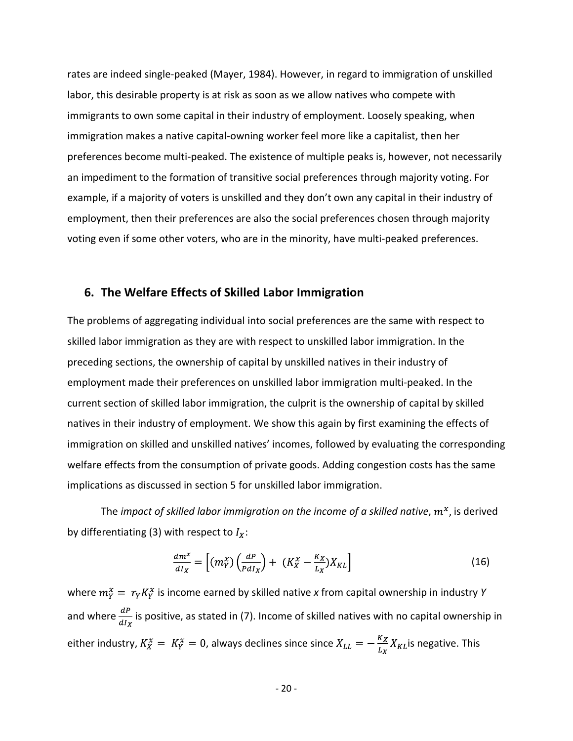rates are indeed single-peaked (Mayer, 1984). However, in regard to immigration of unskilled labor, this desirable property is at risk as soon as we allow natives who compete with immigrants to own some capital in their industry of employment. Loosely speaking, when immigration makes a native capital-owning worker feel more like a capitalist, then her preferences become multi-peaked. The existence of multiple peaks is, however, not necessarily an impediment to the formation of transitive social preferences through majority voting. For example, if a majority of voters is unskilled and they don't own any capital in their industry of employment, then their preferences are also the social preferences chosen through majority voting even if some other voters, who are in the minority, have multi-peaked preferences.

## 6. The Welfare Effects of Skilled Labor Immigration

The problems of aggregating individual into social preferences are the same with respect to skilled labor immigration as they are with respect to unskilled labor immigration. In the preceding sections, the ownership of capital by unskilled natives in their industry of employment made their preferences on unskilled labor immigration multi-peaked. In the current section of skilled labor immigration, the culprit is the ownership of capital by skilled natives in their industry of employment. We show this again by first examining the effects of immigration on skilled and unskilled natives' incomes, followed by evaluating the corresponding welfare effects from the consumption of private goods. Adding congestion costs has the same implications as discussed in section 5 for unskilled labor immigration.

The *impact of skilled labor immigration on the income of a skilled native*, $m^x$, is derived by differentiating (3) with respect to $I_X$:

$$\frac{dm^x}{dI_X} = \left[(m_Y^x)\left(\frac{dP}{PdI_X}\right) + \left(K_X^x - \frac{K_X}{L_X}\right)X_{KL}\right] \tag{16}$$

where $m_Y^x = r_Y K_Y^x$ is income earned by skilled native *x* from capital ownership in industry *Y* and where $\frac{dP}{dI_X}$ is positive, as stated in (7). Income of skilled natives with no capital ownership in either industry, $K_X^x = K_Y^x = 0$, always declines since since $X_{LL} = -\frac{K_X}{L_X}X_{KL}$is negative. This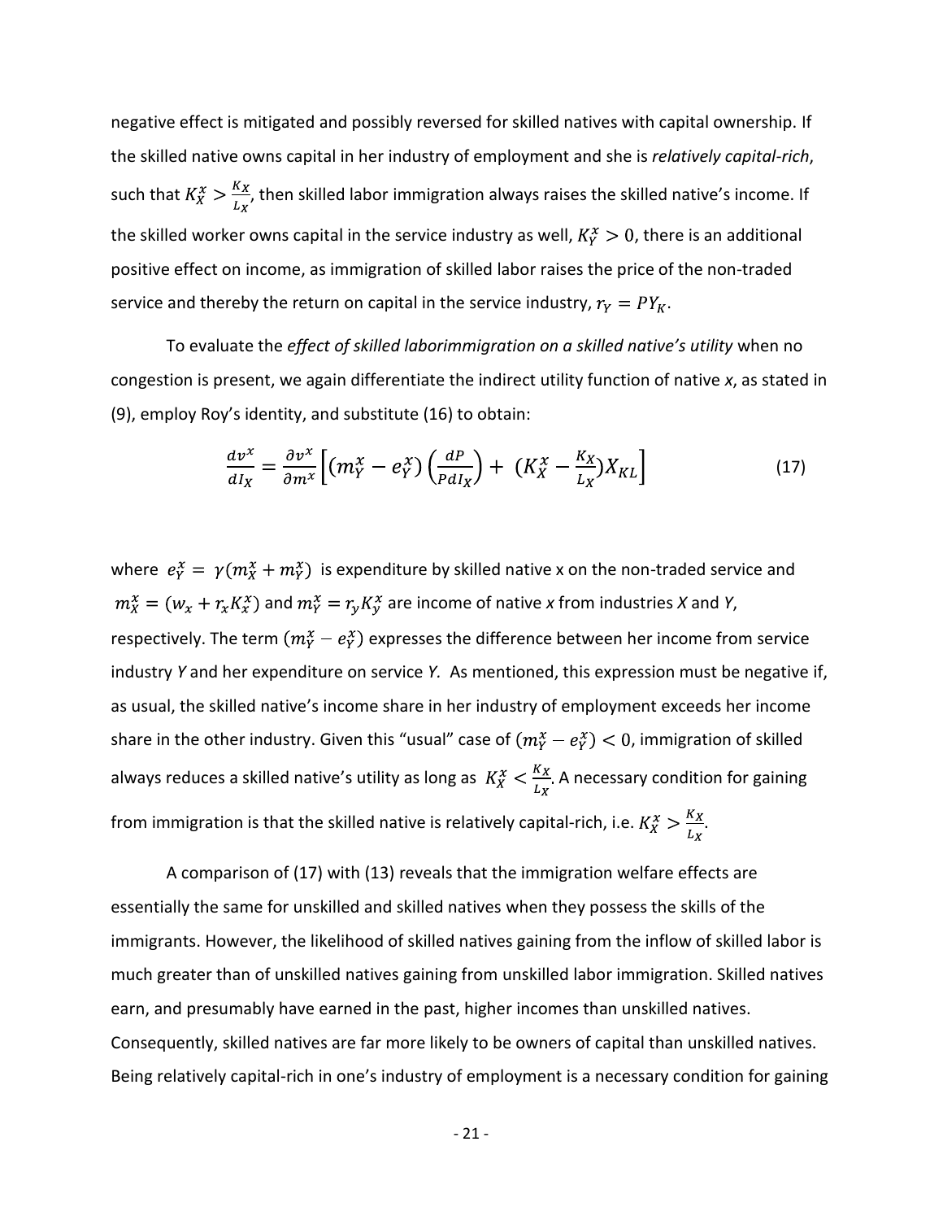negative effect is mitigated and possibly reversed for skilled natives with capital ownership. If the skilled native owns capital in her industry of employment and she is *relatively capital-rich*, such that $K_X^x > \frac{K_X}{L_X}$, then skilled labor immigration always raises the skilled native's income. If the skilled worker owns capital in the service industry as well, $K_Y^x > 0$, there is an additional positive effect on income, as immigration of skilled labor raises the price of the non-traded service and thereby the return on capital in the service industry, $r_Y = PY_K$.

To evaluate the *effect of skilled laborimmigration on a skilled native's utility* when no congestion is present, we again differentiate the indirect utility function of native *x*, as stated in (9), employ Roy's identity, and substitute (16) to obtain:

$$\frac{dv^x}{dI_X} = \frac{\partial v^x}{\partial m^x}\Big[(m_Y^x - e_Y^x)\left(\frac{dP}{PdI_X}\right) + \left(K_X^x - \frac{K_X}{L_X}\right)X_{KL}\Big] \tag{17}$$

where $e_Y^x = \gamma(m_X^x + m_Y^x)$ is expenditure by skilled native x on the non-traded service and $m_X^x = (w_x + r_x K_x^x)$ and $m_Y^x = r_y K_y^x$ are income of native *x* from industries *X* and *Y*, respectively. The term $(m_Y^x - e_Y^x)$ expresses the difference between her income from service industry *Y* and her expenditure on service *Y.* As mentioned, this expression must be negative if, as usual, the skilled native's income share in her industry of employment exceeds her income share in the other industry. Given this "usual" case of $(m_Y^x - e_Y^x) < 0$, immigration of skilled always reduces a skilled native's utility as long as $K_X^x < \frac{K_X}{L_X}$. A necessary condition for gaining from immigration is that the skilled native is relatively capital-rich, i.e. $K_X^x > \frac{K_X}{L_X}$.

A comparison of (17) with (13) reveals that the immigration welfare effects are essentially the same for unskilled and skilled natives when they possess the skills of the immigrants. However, the likelihood of skilled natives gaining from the inflow of skilled labor is much greater than of unskilled natives gaining from unskilled labor immigration. Skilled natives earn, and presumably have earned in the past, higher incomes than unskilled natives. Consequently, skilled natives are far more likely to be owners of capital than unskilled natives. Being relatively capital-rich in one's industry of employment is a necessary condition for gaining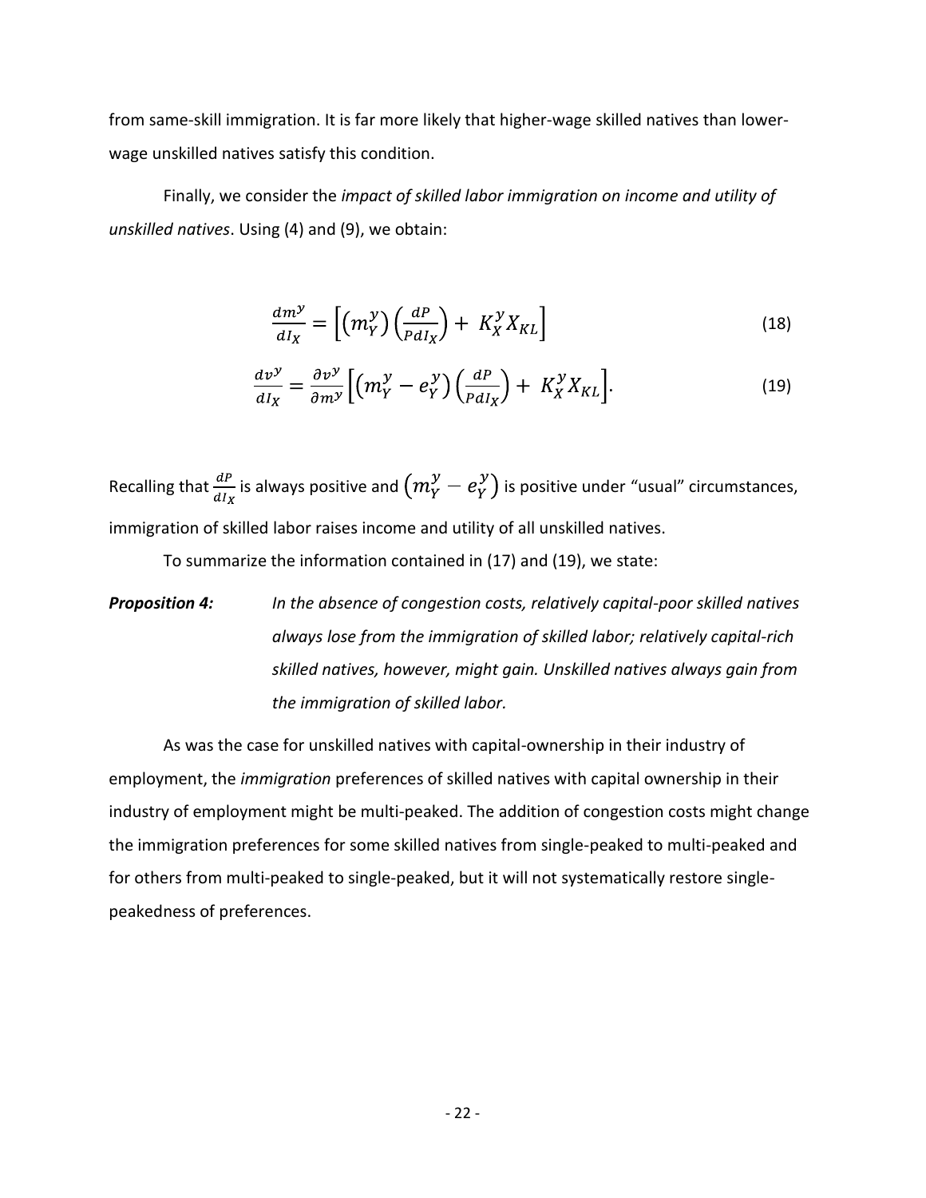from same-skill immigration. It is far more likely that higher-wage skilled natives than lower-wage unskilled natives satisfy this condition.

Finally, we consider the *impact of skilled labor immigration on income and utility of unskilled natives*. Using (4) and (9), we obtain:

$$\frac{dm^y}{dI_X} = \left[\left(m_Y^y\right)\left(\frac{dP}{PdI_X}\right) + K_X^y X_{KL}\right] \tag{18}$$

$$\frac{dv^y}{dI_X} = \frac{\partial v^y}{\partial m^y}\left[\left(m_Y^y - e_Y^y\right)\left(\frac{dP}{PdI_X}\right) + K_X^y X_{KL}\right]. \tag{19}$$

Recalling that $\frac{dP}{dI_X}$ is always positive and $\left(m_Y^y - e_Y^y\right)$ is positive under "usual" circumstances, immigration of skilled labor raises income and utility of all unskilled natives.

To summarize the information contained in (17) and (19), we state:

***Proposition 4:*** *In the absence of congestion costs, relatively capital-poor skilled natives always lose from the immigration of skilled labor; relatively capital-rich skilled natives, however, might gain. Unskilled natives always gain from the immigration of skilled labor.*

As was the case for unskilled natives with capital-ownership in their industry of employment, the *immigration* preferences of skilled natives with capital ownership in their industry of employment might be multi-peaked. The addition of congestion costs might change the immigration preferences for some skilled natives from single-peaked to multi-peaked and for others from multi-peaked to single-peaked, but it will not systematically restore single-peakedness of preferences.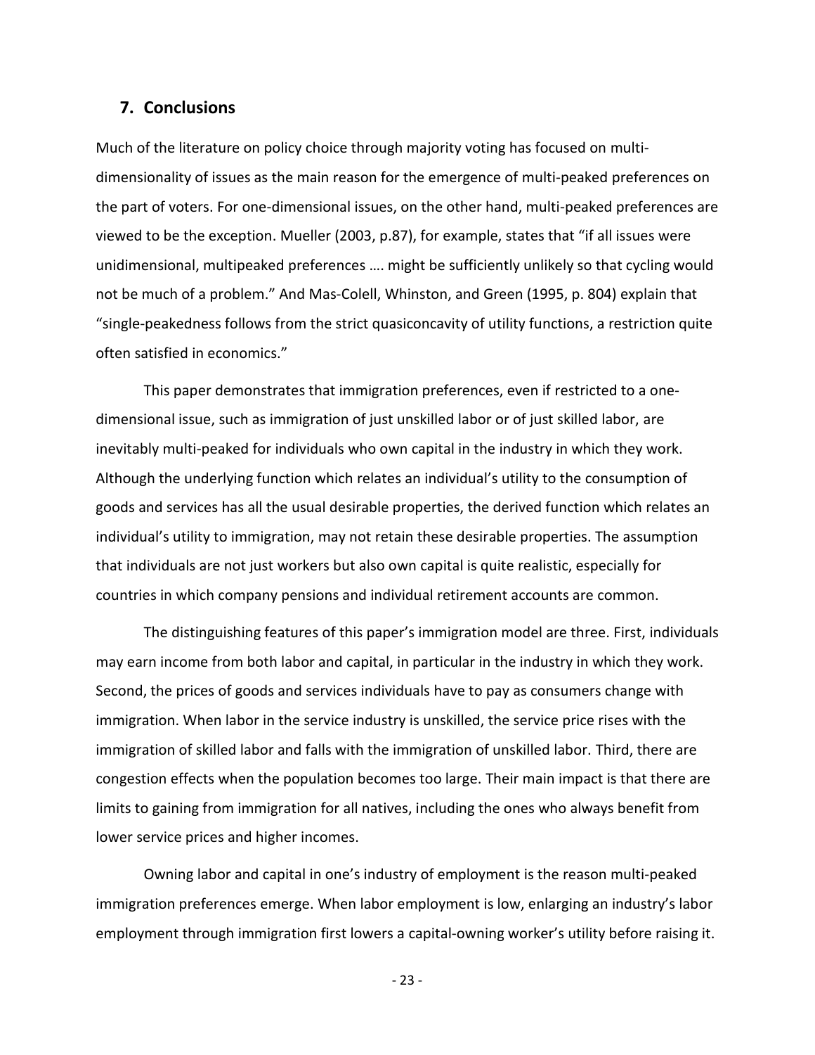## 7. Conclusions

Much of the literature on policy choice through majority voting has focused on multi-dimensionality of issues as the main reason for the emergence of multi-peaked preferences on the part of voters. For one-dimensional issues, on the other hand, multi-peaked preferences are viewed to be the exception. Mueller (2003, p.87), for example, states that "if all issues were unidimensional, multipeaked preferences …. might be sufficiently unlikely so that cycling would not be much of a problem." And Mas-Colell, Whinston, and Green (1995, p. 804) explain that "single-peakedness follows from the strict quasiconcavity of utility functions, a restriction quite often satisfied in economics."

This paper demonstrates that immigration preferences, even if restricted to a one-dimensional issue, such as immigration of just unskilled labor or of just skilled labor, are inevitably multi-peaked for individuals who own capital in the industry in which they work. Although the underlying function which relates an individual's utility to the consumption of goods and services has all the usual desirable properties, the derived function which relates an individual's utility to immigration, may not retain these desirable properties. The assumption that individuals are not just workers but also own capital is quite realistic, especially for countries in which company pensions and individual retirement accounts are common.

The distinguishing features of this paper's immigration model are three. First, individuals may earn income from both labor and capital, in particular in the industry in which they work. Second, the prices of goods and services individuals have to pay as consumers change with immigration. When labor in the service industry is unskilled, the service price rises with the immigration of skilled labor and falls with the immigration of unskilled labor. Third, there are congestion effects when the population becomes too large. Their main impact is that there are limits to gaining from immigration for all natives, including the ones who always benefit from lower service prices and higher incomes.

Owning labor and capital in one's industry of employment is the reason multi-peaked immigration preferences emerge. When labor employment is low, enlarging an industry's labor employment through immigration first lowers a capital-owning worker's utility before raising it.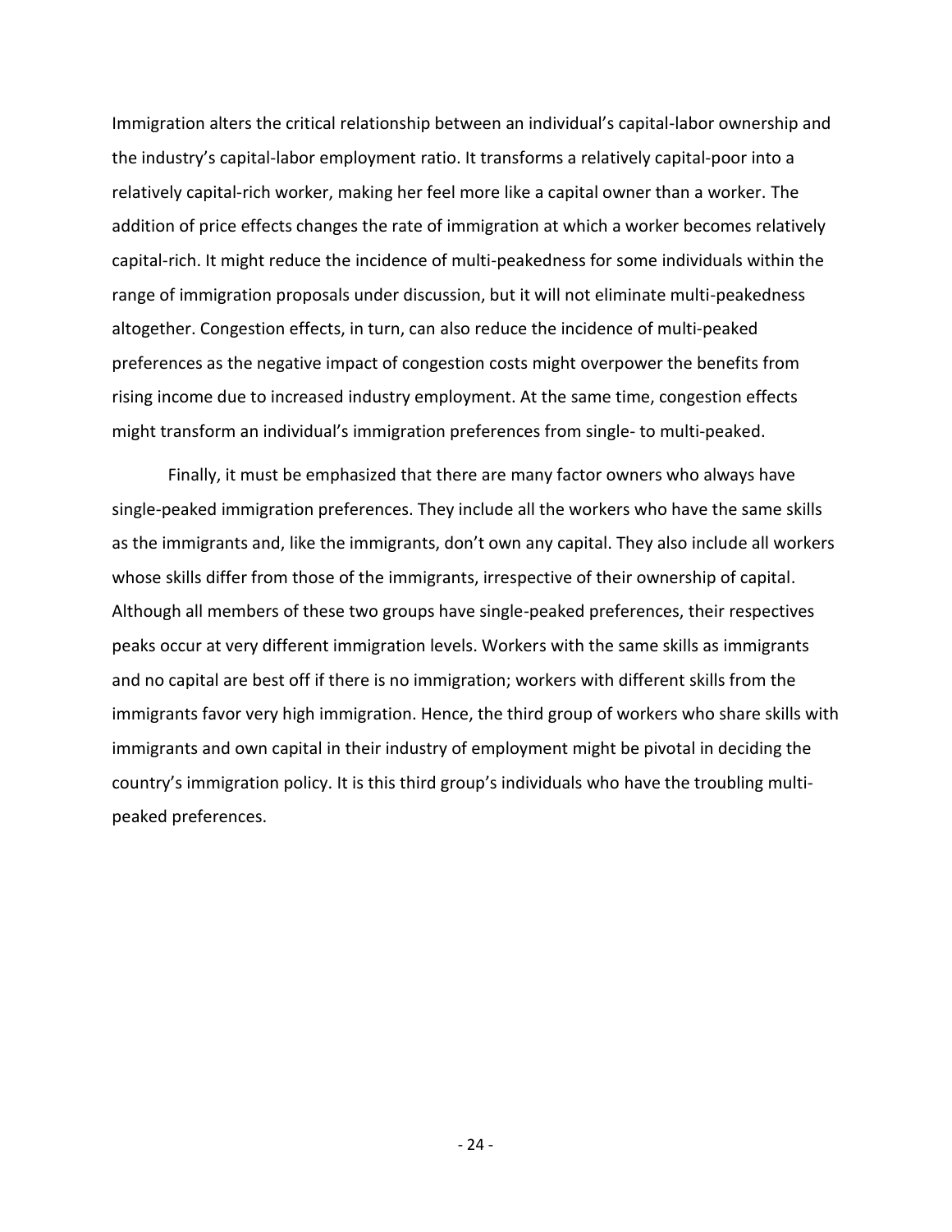Immigration alters the critical relationship between an individual's capital-labor ownership and the industry's capital-labor employment ratio. It transforms a relatively capital-poor into a relatively capital-rich worker, making her feel more like a capital owner than a worker. The addition of price effects changes the rate of immigration at which a worker becomes relatively capital-rich. It might reduce the incidence of multi-peakedness for some individuals within the range of immigration proposals under discussion, but it will not eliminate multi-peakedness altogether. Congestion effects, in turn, can also reduce the incidence of multi-peaked preferences as the negative impact of congestion costs might overpower the benefits from rising income due to increased industry employment. At the same time, congestion effects might transform an individual's immigration preferences from single- to multi-peaked.

Finally, it must be emphasized that there are many factor owners who always have single-peaked immigration preferences. They include all the workers who have the same skills as the immigrants and, like the immigrants, don't own any capital. They also include all workers whose skills differ from those of the immigrants, irrespective of their ownership of capital. Although all members of these two groups have single-peaked preferences, their respectives peaks occur at very different immigration levels. Workers with the same skills as immigrants and no capital are best off if there is no immigration; workers with different skills from the immigrants favor very high immigration. Hence, the third group of workers who share skills with immigrants and own capital in their industry of employment might be pivotal in deciding the country's immigration policy. It is this third group's individuals who have the troubling multi-peaked preferences.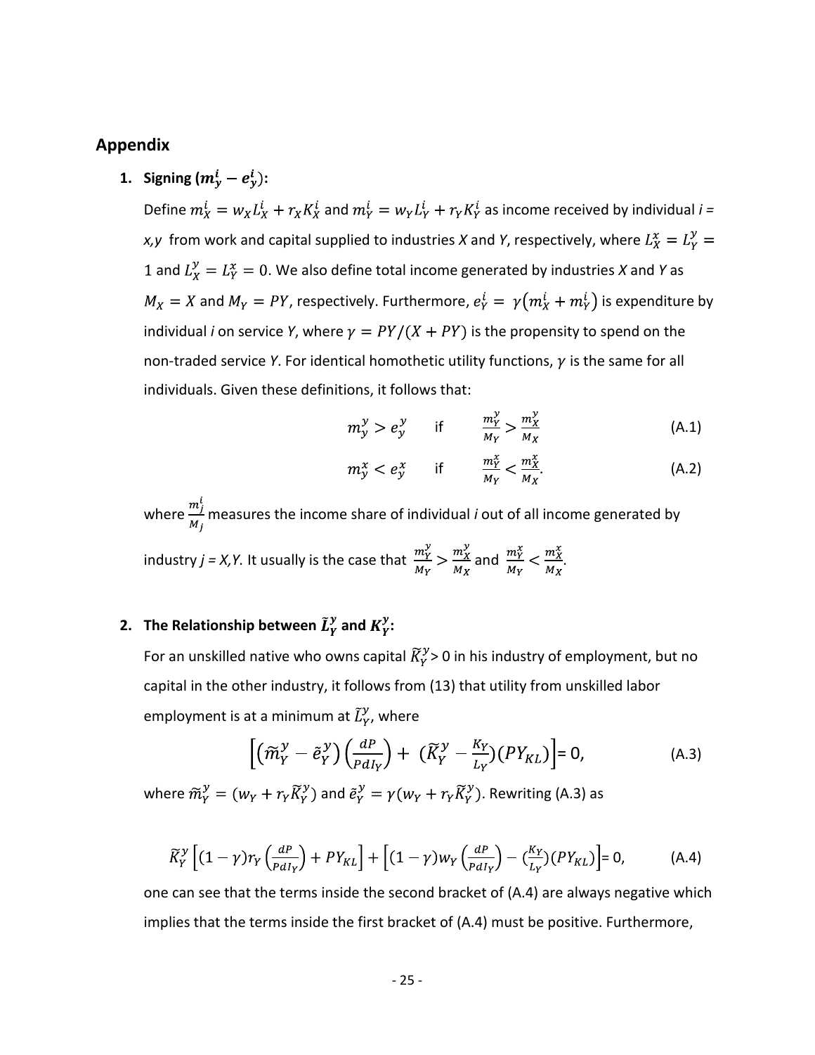## Appendix

### 1. Signing ($m_y^i - e_y^i$):

Define $m_X^i = w_X L_X^i + r_X K_X^i$ and $m_Y^i = w_Y L_Y^i + r_Y K_Y^i$ as income received by individual *i = x,y* from work and capital supplied to industries *X* and *Y*, respectively, where $L_X^x = L_Y^y = 1$ and $L_X^y = L_Y^x = 0$. We also define total income generated by industries *X* and *Y* as $M_X = X$ and $M_Y = PY$, respectively. Furthermore, $e_Y^i = \gamma(m_X^i + m_Y^i)$ is expenditure by individual *i* on service *Y*, where $\gamma = PY/(X + PY)$ is the propensity to spend on the non-traded service *Y*. For identical homothetic utility functions, $\gamma$ is the same for all individuals. Given these definitions, it follows that:

$$m_y^y > e_y^y \quad \text{if} \quad \frac{m_Y^y}{M_Y} > \frac{m_X^y}{M_X} \tag{A.1}$$

$$m_y^x < e_y^x \quad \text{if} \quad \frac{m_Y^x}{M_Y} < \frac{m_X^x}{M_X}. \tag{A.2}$$

where $\frac{m_j^i}{M_j}$ measures the income share of individual *i* out of all income generated by industry *j = X,Y.* It usually is the case that $\frac{m_Y^y}{M_Y} > \frac{m_X^y}{M_X}$ and $\frac{m_Y^x}{M_Y} < \frac{m_X^x}{M_X}$.

### 2. The Relationship between $\tilde{L}_Y^y$ and $K_Y^y$:

For an unskilled native who owns capital $\tilde{K}_Y^y > 0$ in his industry of employment, but no capital in the other industry, it follows from (13) that utility from unskilled labor employment is at a minimum at $\tilde{L}_Y^y$, where

$$\left[(\tilde{m}_Y^y - \tilde{e}_Y^y)\left(\frac{dP}{PdI_Y}\right) + (\tilde{K}_Y^y - \frac{K_Y}{L_Y})(PY_{KL})\right] = 0, \tag{A.3}$$

where $\tilde{m}_Y^y = (w_Y + r_Y \tilde{K}_Y^y)$ and $\tilde{e}_Y^y = \gamma(w_Y + r_Y \tilde{K}_Y^y)$. Rewriting (A.3) as

$$\tilde{K}_Y^y\left[(1-\gamma)r_Y\left(\frac{dP}{PdI_Y}\right) + PY_{KL}\right] + \left[(1-\gamma)w_Y\left(\frac{dP}{PdI_Y}\right) - (\frac{K_Y}{L_Y})(PY_{KL})\right] = 0, \tag{A.4}$$

one can see that the terms inside the second bracket of (A.4) are always negative which implies that the terms inside the first bracket of (A.4) must be positive. Furthermore,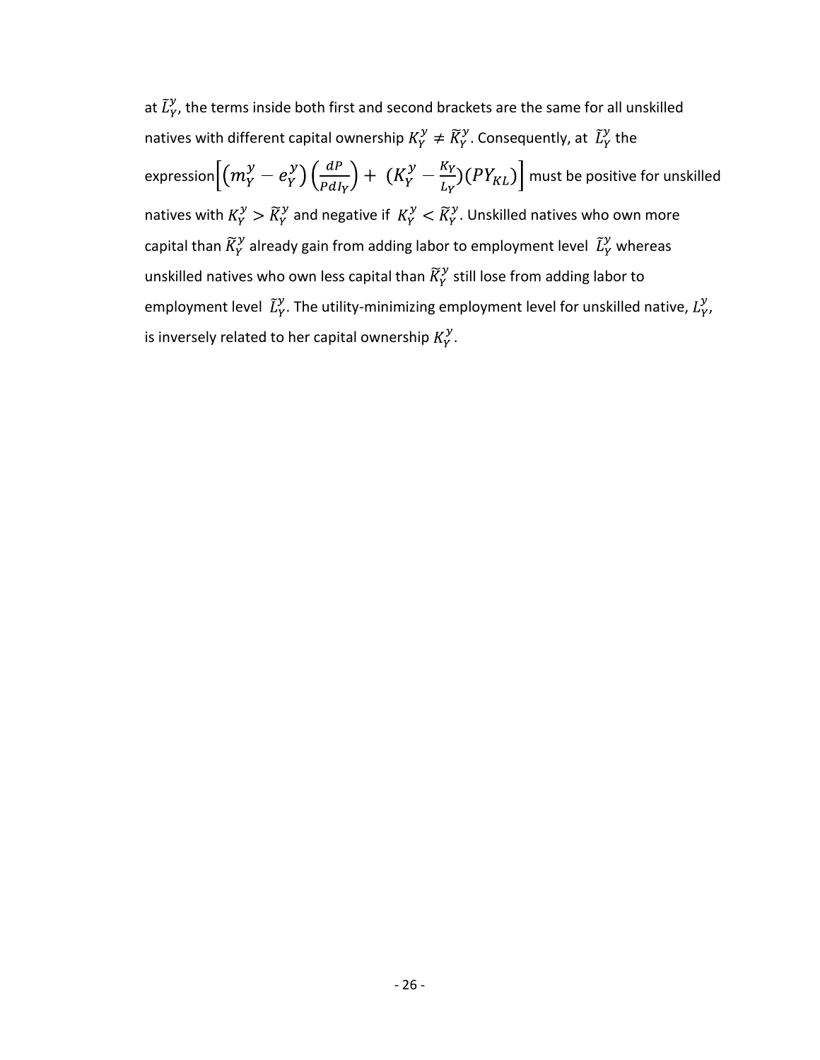at $\tilde{L}_Y^y$, the terms inside both first and second brackets are the same for all unskilled natives with different capital ownership $K_Y^y \neq \tilde{K}_Y^y$. Consequently, at $\tilde{L}_Y^y$ the expression$\left[\left(m_Y^y - e_Y^y\right)\left(\frac{dP}{PdI_Y}\right) + \left(K_Y^y - \frac{K_Y}{L_Y}\right)(PY_{KL})\right]$ must be positive for unskilled natives with $K_Y^y > \tilde{K}_Y^y$ and negative if $K_Y^y < \tilde{K}_Y^y$. Unskilled natives who own more capital than $\tilde{K}_Y^y$ already gain from adding labor to employment level $\tilde{L}_Y^y$ whereas unskilled natives who own less capital than $\tilde{K}_Y^y$ still lose from adding labor to employment level $\tilde{L}_Y^y$. The utility-minimizing employment level for unskilled native, $L_Y^y$, is inversely related to her capital ownership $K_Y^y$.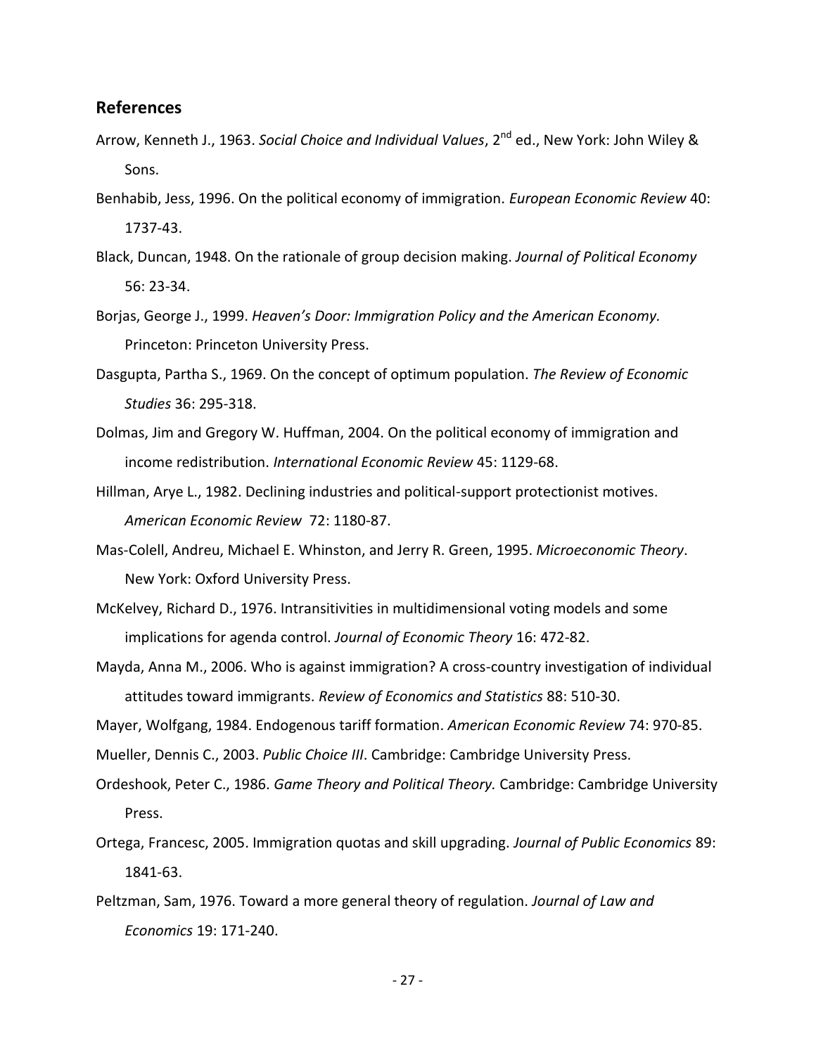## References

Arrow, Kenneth J., 1963. *Social Choice and Individual Values*, 2nd ed., New York: John Wiley & Sons.

Benhabib, Jess, 1996. On the political economy of immigration. *European Economic Review* 40: 1737-43.

Black, Duncan, 1948. On the rationale of group decision making. *Journal of Political Economy* 56: 23-34.

Borjas, George J., 1999. *Heaven's Door: Immigration Policy and the American Economy.* Princeton: Princeton University Press.

Dasgupta, Partha S., 1969. On the concept of optimum population. *The Review of Economic Studies* 36: 295-318.

Dolmas, Jim and Gregory W. Huffman, 2004. On the political economy of immigration and income redistribution. *International Economic Review* 45: 1129-68.

Hillman, Arye L., 1982. Declining industries and political-support protectionist motives. *American Economic Review* 72: 1180-87.

Mas-Colell, Andreu, Michael E. Whinston, and Jerry R. Green, 1995. *Microeconomic Theory*. New York: Oxford University Press.

McKelvey, Richard D., 1976. Intransitivities in multidimensional voting models and some implications for agenda control. *Journal of Economic Theory* 16: 472-82.

Mayda, Anna M., 2006. Who is against immigration? A cross-country investigation of individual attitudes toward immigrants. *Review of Economics and Statistics* 88: 510-30.

Mayer, Wolfgang, 1984. Endogenous tariff formation. *American Economic Review* 74: 970-85.

Mueller, Dennis C., 2003. *Public Choice III*. Cambridge: Cambridge University Press.

Ordeshook, Peter C., 1986. *Game Theory and Political Theory.* Cambridge: Cambridge University Press.

Ortega, Francesc, 2005. Immigration quotas and skill upgrading. *Journal of Public Economics* 89: 1841-63.

Peltzman, Sam, 1976. Toward a more general theory of regulation. *Journal of Law and Economics* 19: 171-240.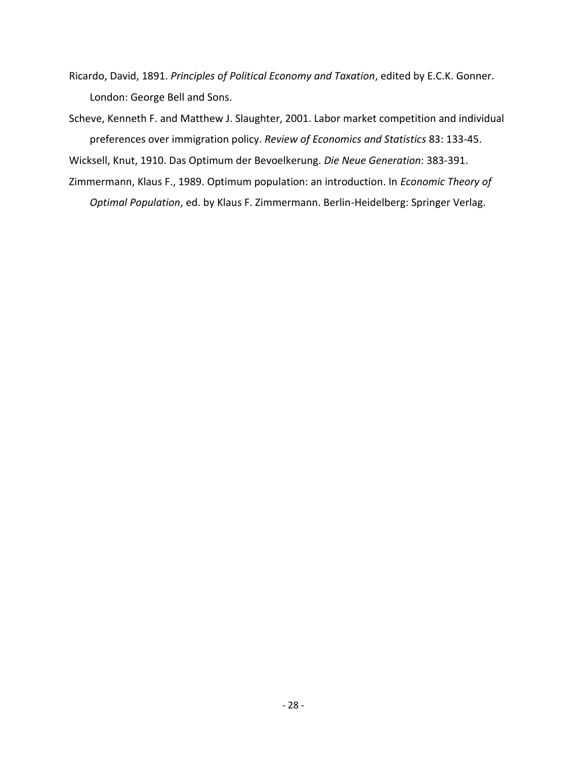Ricardo, David, 1891. *Principles of Political Economy and Taxation*, edited by E.C.K. Gonner. London: George Bell and Sons.

Scheve, Kenneth F. and Matthew J. Slaughter, 2001. Labor market competition and individual preferences over immigration policy. *Review of Economics and Statistics* 83: 133-45.

Wicksell, Knut, 1910. Das Optimum der Bevoelkerung. *Die Neue Generation*: 383-391.

Zimmermann, Klaus F., 1989. Optimum population: an introduction. In *Economic Theory of Optimal Population*, ed. by Klaus F. Zimmermann. Berlin-Heidelberg: Springer Verlag.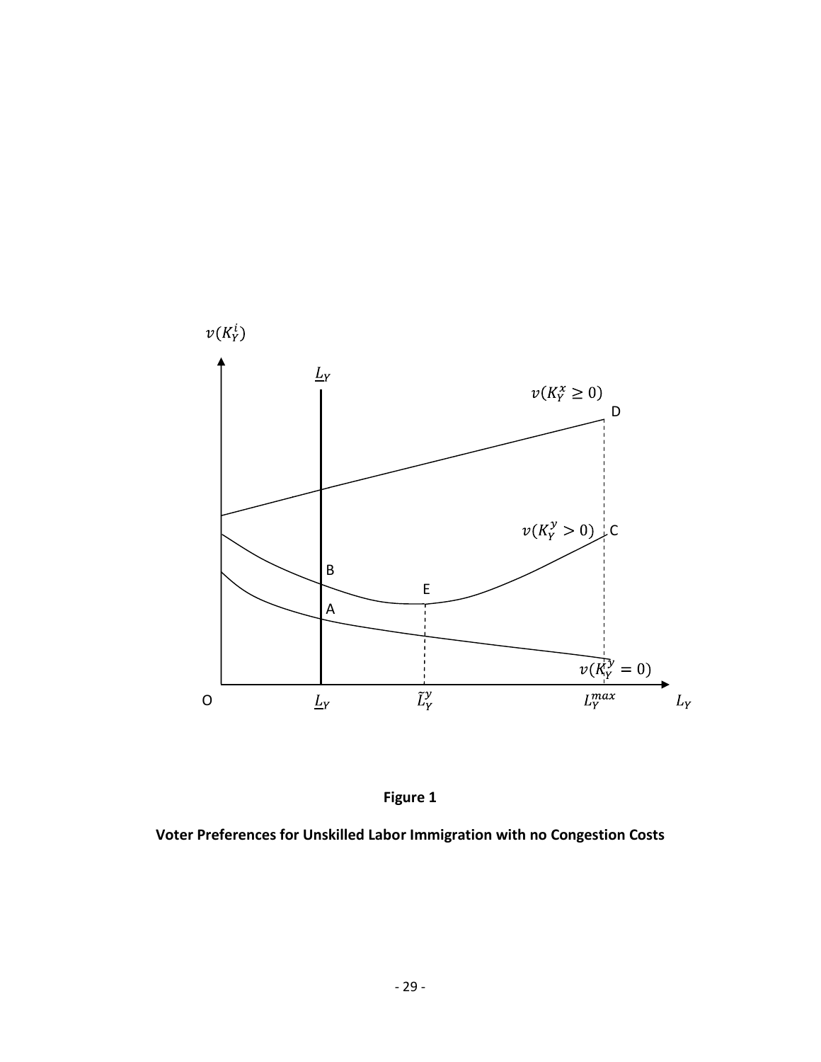**Figure 1**

**Voter Preferences for Unskilled Labor Immigration with no Congestion Costs**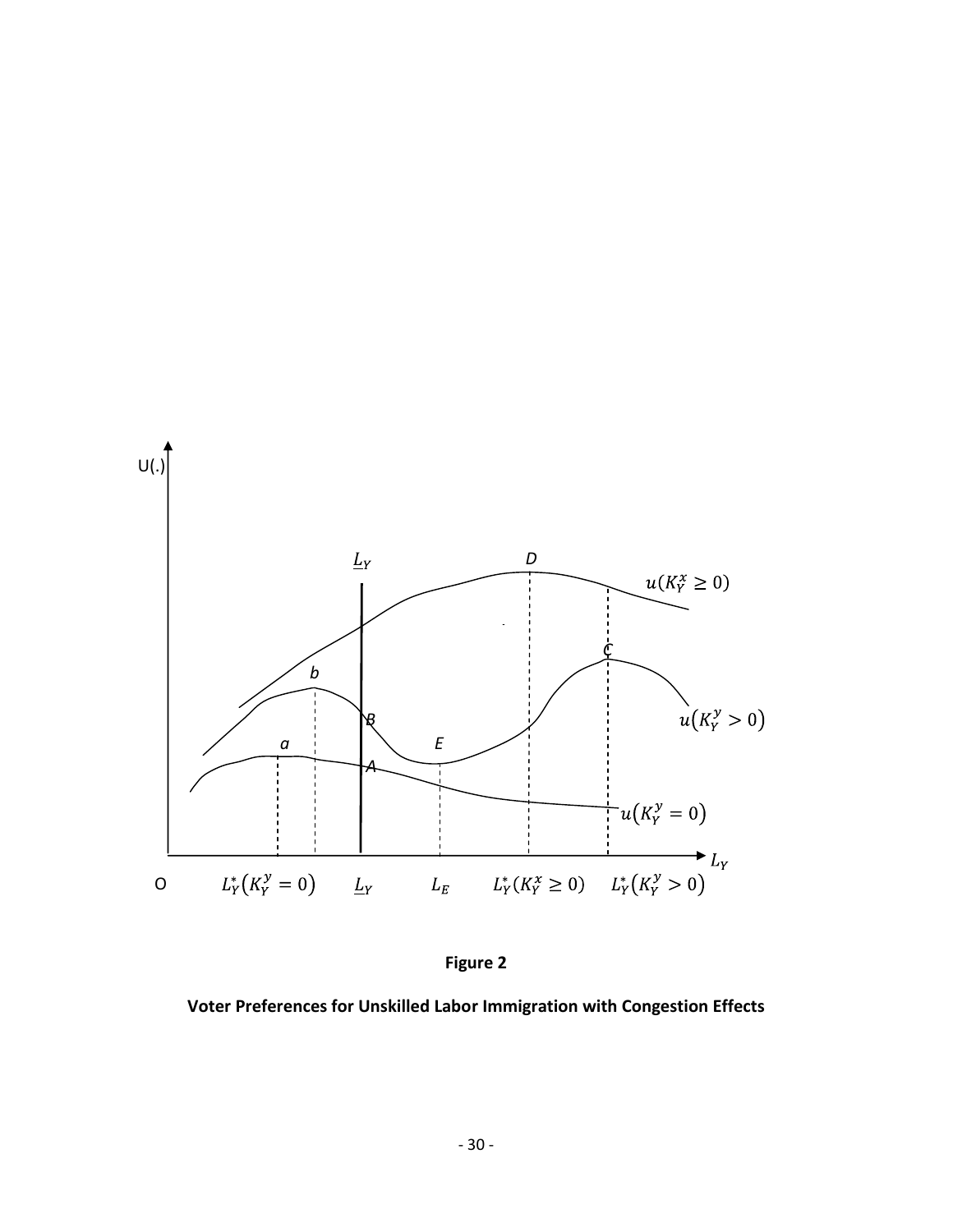**Figure 2**

**Voter Preferences for Unskilled Labor Immigration with Congestion Effects**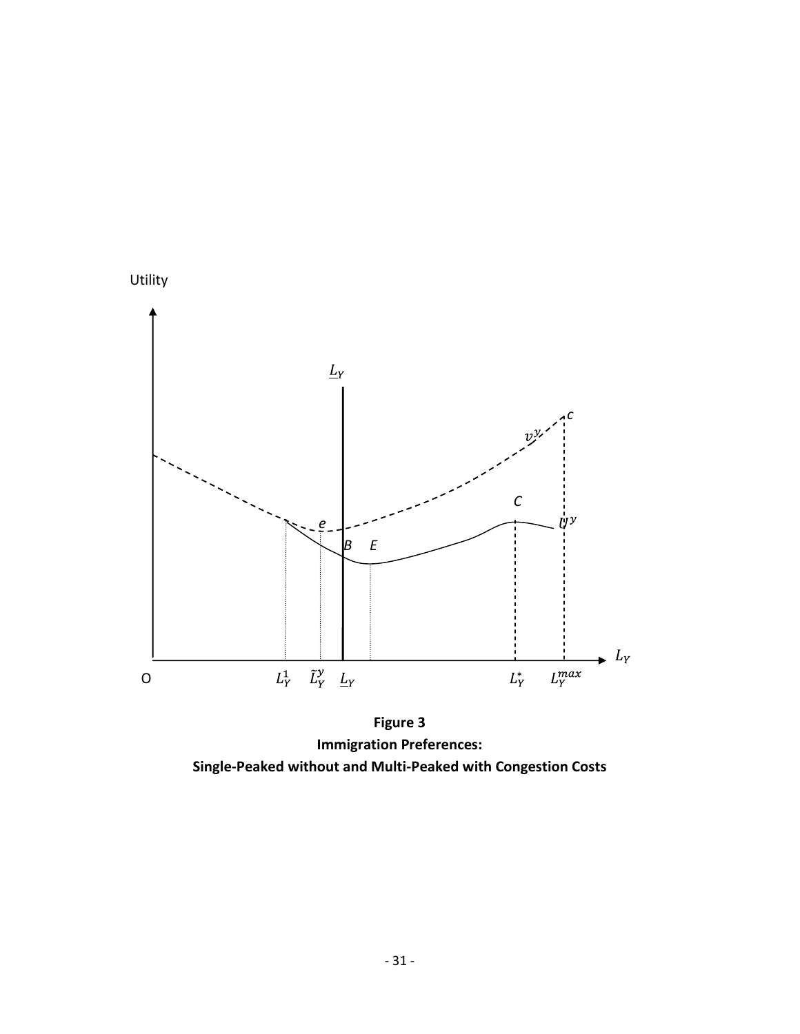**Figure 3**
**Immigration Preferences:**
**Single-Peaked without and Multi-Peaked with Congestion Costs**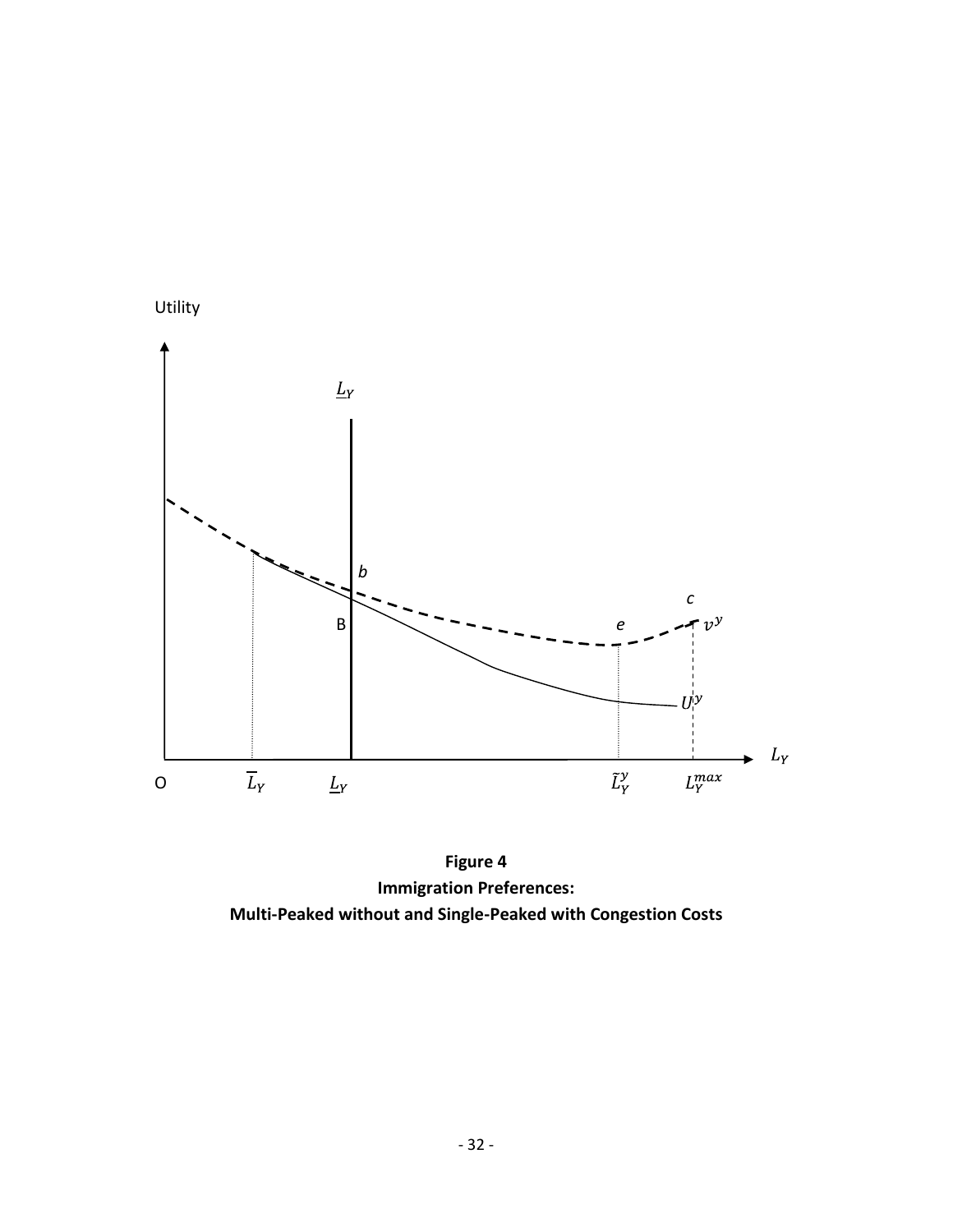Utility

$\underline{L}_Y$

$b$

$c$

B

$e$

$v^y$

$U^y$

$L_Y$

O

$\overline{L}_Y$

$\underline{L}_Y$

$\tilde{L}_Y^y$

$L_Y^{max}$

**Figure 4**
**Immigration Preferences:**
**Multi-Peaked without and Single-Peaked with Congestion Costs**